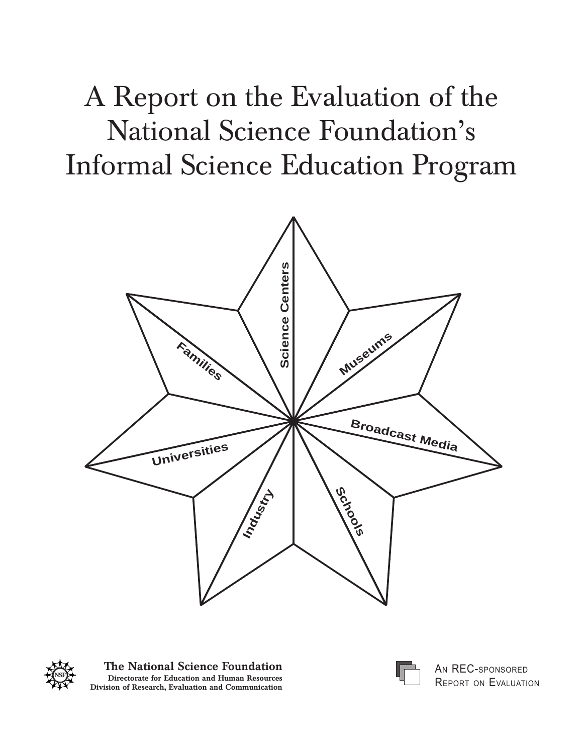# A Report on the Evaluation of the National Science Foundation's Informal Science Education Program

Science Centers

Museums

Broadcast Media

Schools

Industry

Universities

Families

**The National Science Foundation**
**Directorate for Education and Human Resources**
**Division of Research, Evaluation and Communication**

An REC-sponsored Report on Evaluation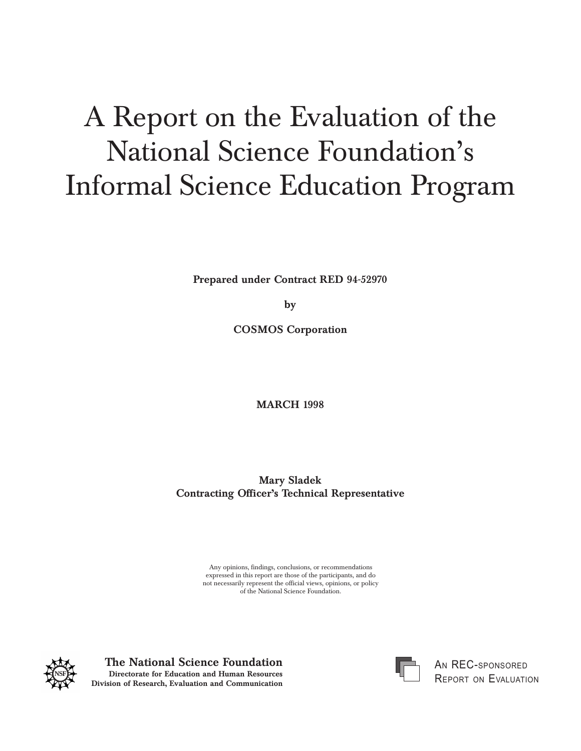# A Report on the Evaluation of the National Science Foundation's Informal Science Education Program

**Prepared under Contract RED 94-52970**

**by**

**COSMOS Corporation**

**MARCH 1998**

**Mary Sladek**
**Contracting Officer's Technical Representative**

Any opinions, findings, conclusions, or recommendations expressed in this report are those of the participants, and do not necessarily represent the official views, opinions, or policy of the National Science Foundation.

**The National Science Foundation**
**Directorate for Education and Human Resources**
**Division of Research, Evaluation and Communication**

AN REC-SPONSORED REPORT ON EVALUATION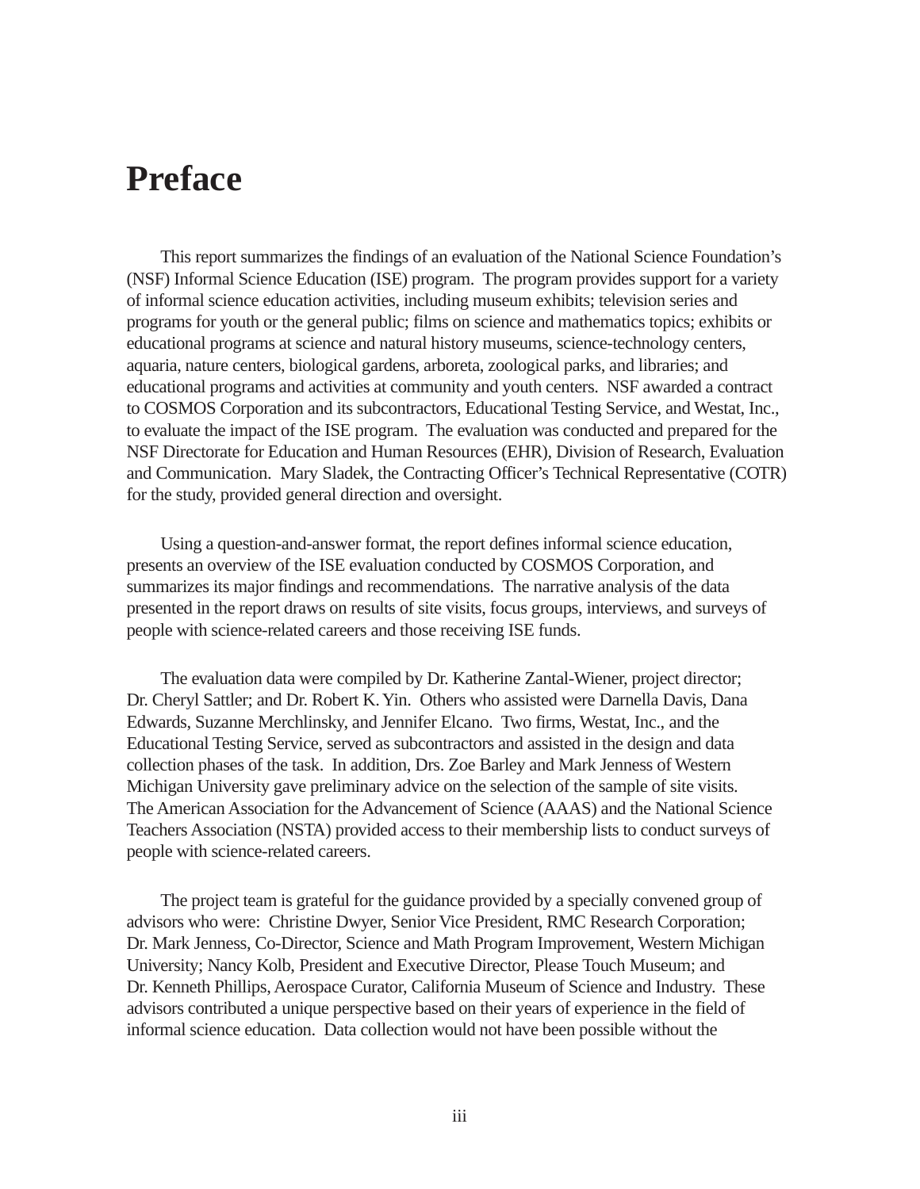# Preface

This report summarizes the findings of an evaluation of the National Science Foundation's (NSF) Informal Science Education (ISE) program. The program provides support for a variety of informal science education activities, including museum exhibits; television series and programs for youth or the general public; films on science and mathematics topics; exhibits or educational programs at science and natural history museums, science-technology centers, aquaria, nature centers, biological gardens, arboreta, zoological parks, and libraries; and educational programs and activities at community and youth centers. NSF awarded a contract to COSMOS Corporation and its subcontractors, Educational Testing Service, and Westat, Inc., to evaluate the impact of the ISE program. The evaluation was conducted and prepared for the NSF Directorate for Education and Human Resources (EHR), Division of Research, Evaluation and Communication. Mary Sladek, the Contracting Officer's Technical Representative (COTR) for the study, provided general direction and oversight.

Using a question-and-answer format, the report defines informal science education, presents an overview of the ISE evaluation conducted by COSMOS Corporation, and summarizes its major findings and recommendations. The narrative analysis of the data presented in the report draws on results of site visits, focus groups, interviews, and surveys of people with science-related careers and those receiving ISE funds.

The evaluation data were compiled by Dr. Katherine Zantal-Wiener, project director; Dr. Cheryl Sattler; and Dr. Robert K. Yin. Others who assisted were Darnella Davis, Dana Edwards, Suzanne Merchlinsky, and Jennifer Elcano. Two firms, Westat, Inc., and the Educational Testing Service, served as subcontractors and assisted in the design and data collection phases of the task. In addition, Drs. Zoe Barley and Mark Jenness of Western Michigan University gave preliminary advice on the selection of the sample of site visits. The American Association for the Advancement of Science (AAAS) and the National Science Teachers Association (NSTA) provided access to their membership lists to conduct surveys of people with science-related careers.

The project team is grateful for the guidance provided by a specially convened group of advisors who were: Christine Dwyer, Senior Vice President, RMC Research Corporation; Dr. Mark Jenness, Co-Director, Science and Math Program Improvement, Western Michigan University; Nancy Kolb, President and Executive Director, Please Touch Museum; and Dr. Kenneth Phillips, Aerospace Curator, California Museum of Science and Industry. These advisors contributed a unique perspective based on their years of experience in the field of informal science education. Data collection would not have been possible without the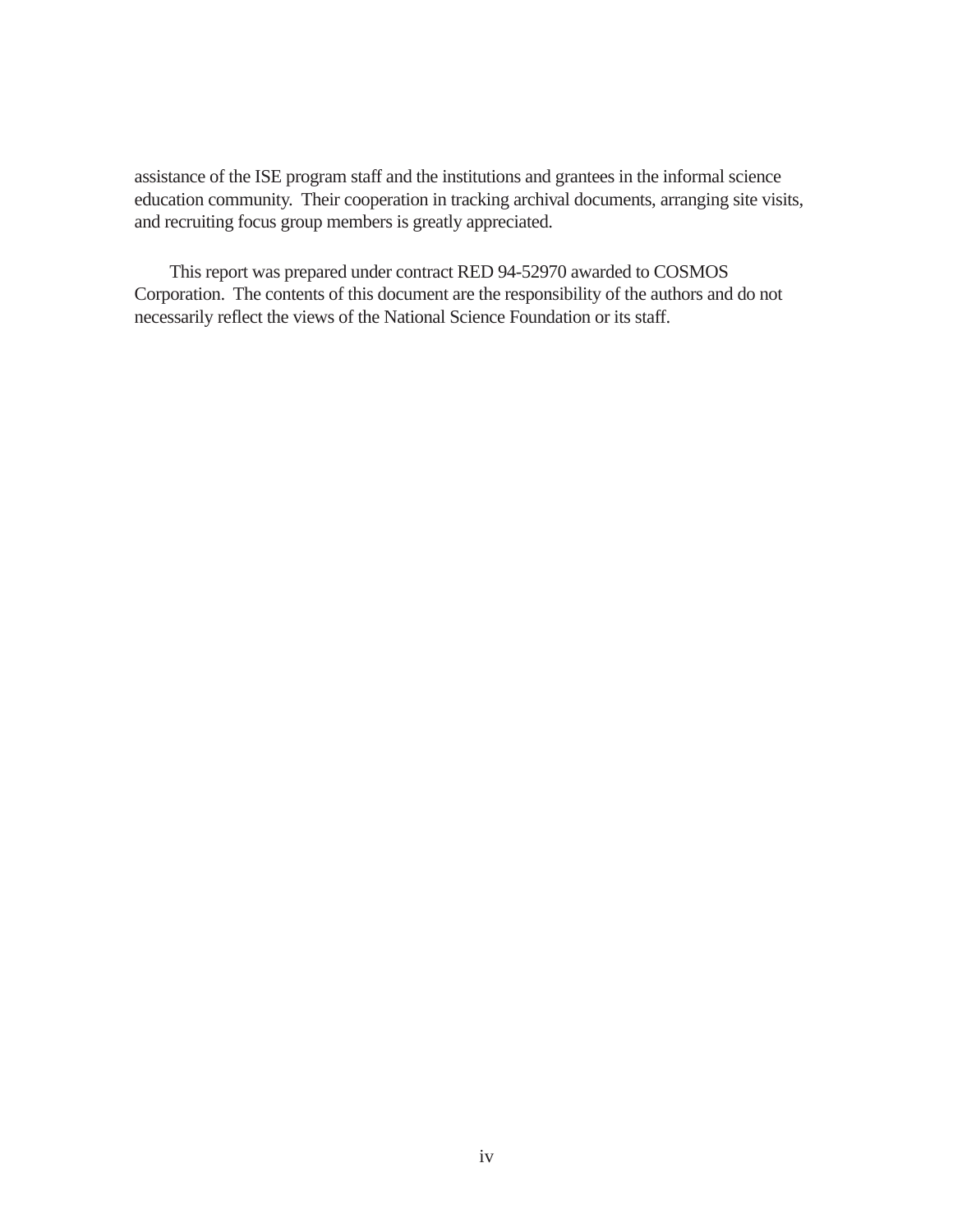assistance of the ISE program staff and the institutions and grantees in the informal science education community. Their cooperation in tracking archival documents, arranging site visits, and recruiting focus group members is greatly appreciated.

This report was prepared under contract RED 94-52970 awarded to COSMOS Corporation. The contents of this document are the responsibility of the authors and do not necessarily reflect the views of the National Science Foundation or its staff.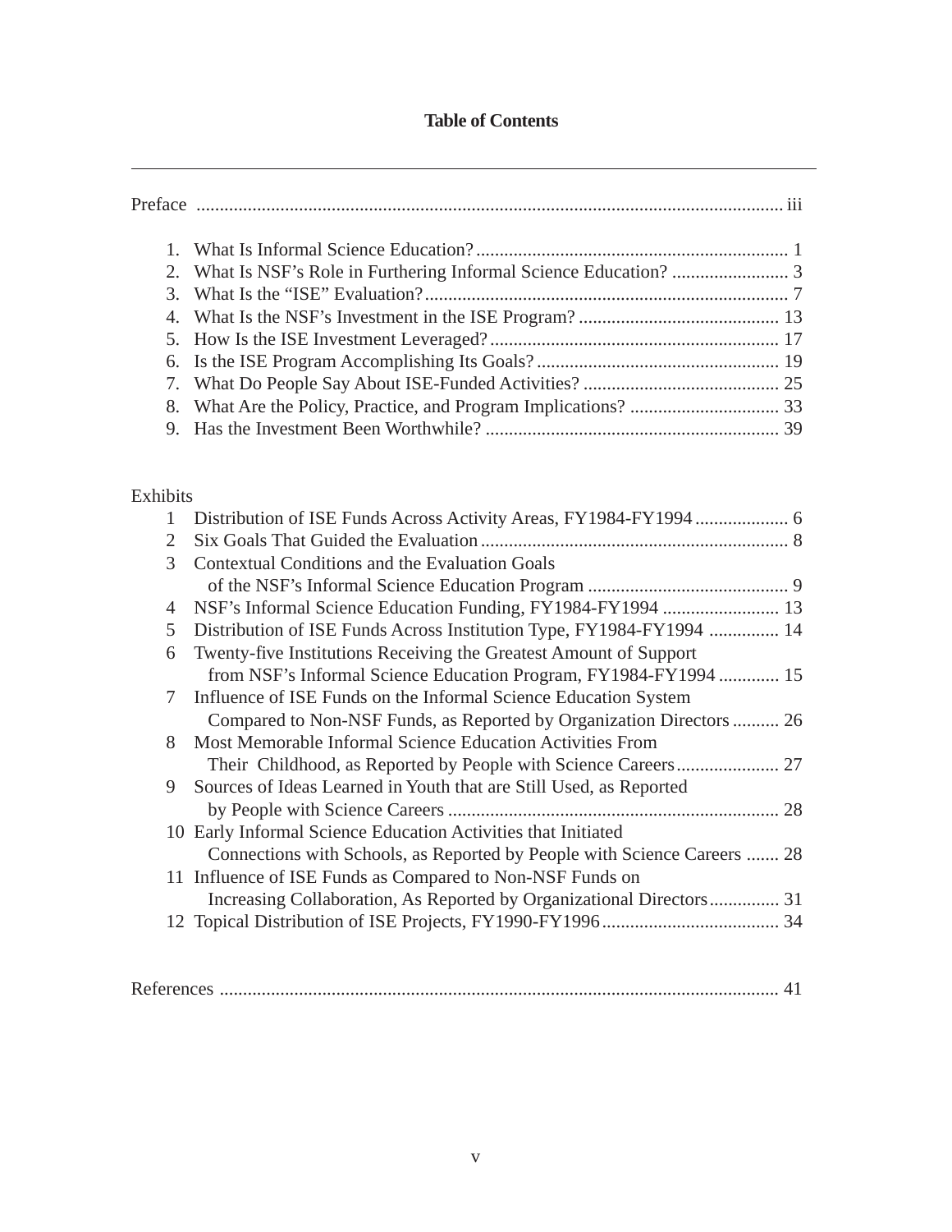# Table of Contents

Preface ..... iii

1. What Is Informal Science Education? ..... 1
2. What Is NSF's Role in Furthering Informal Science Education? ..... 3
3. What Is the "ISE" Evaluation? ..... 7
4. What Is the NSF's Investment in the ISE Program? ..... 13
5. How Is the ISE Investment Leveraged? ..... 17
6. Is the ISE Program Accomplishing Its Goals? ..... 19
7. What Do People Say About ISE-Funded Activities? ..... 25
8. What Are the Policy, Practice, and Program Implications? ..... 33
9. Has the Investment Been Worthwhile? ..... 39

Exhibits

1 Distribution of ISE Funds Across Activity Areas, FY1984-FY1994 ..... 6
2 Six Goals That Guided the Evaluation ..... 8
3 Contextual Conditions and the Evaluation Goals of the NSF's Informal Science Education Program ..... 9
4 NSF's Informal Science Education Funding, FY1984-FY1994 ..... 13
5 Distribution of ISE Funds Across Institution Type, FY1984-FY1994 ..... 14
6 Twenty-five Institutions Receiving the Greatest Amount of Support from NSF's Informal Science Education Program, FY1984-FY1994 ..... 15
7 Influence of ISE Funds on the Informal Science Education System Compared to Non-NSF Funds, as Reported by Organization Directors ..... 26
8 Most Memorable Informal Science Education Activities From Their Childhood, as Reported by People with Science Careers ..... 27
9 Sources of Ideas Learned in Youth that are Still Used, as Reported by People with Science Careers ..... 28
10 Early Informal Science Education Activities that Initiated Connections with Schools, as Reported by People with Science Careers ..... 28
11 Influence of ISE Funds as Compared to Non-NSF Funds on Increasing Collaboration, As Reported by Organizational Directors ..... 31
12 Topical Distribution of ISE Projects, FY1990-FY1996 ..... 34

References ..... 41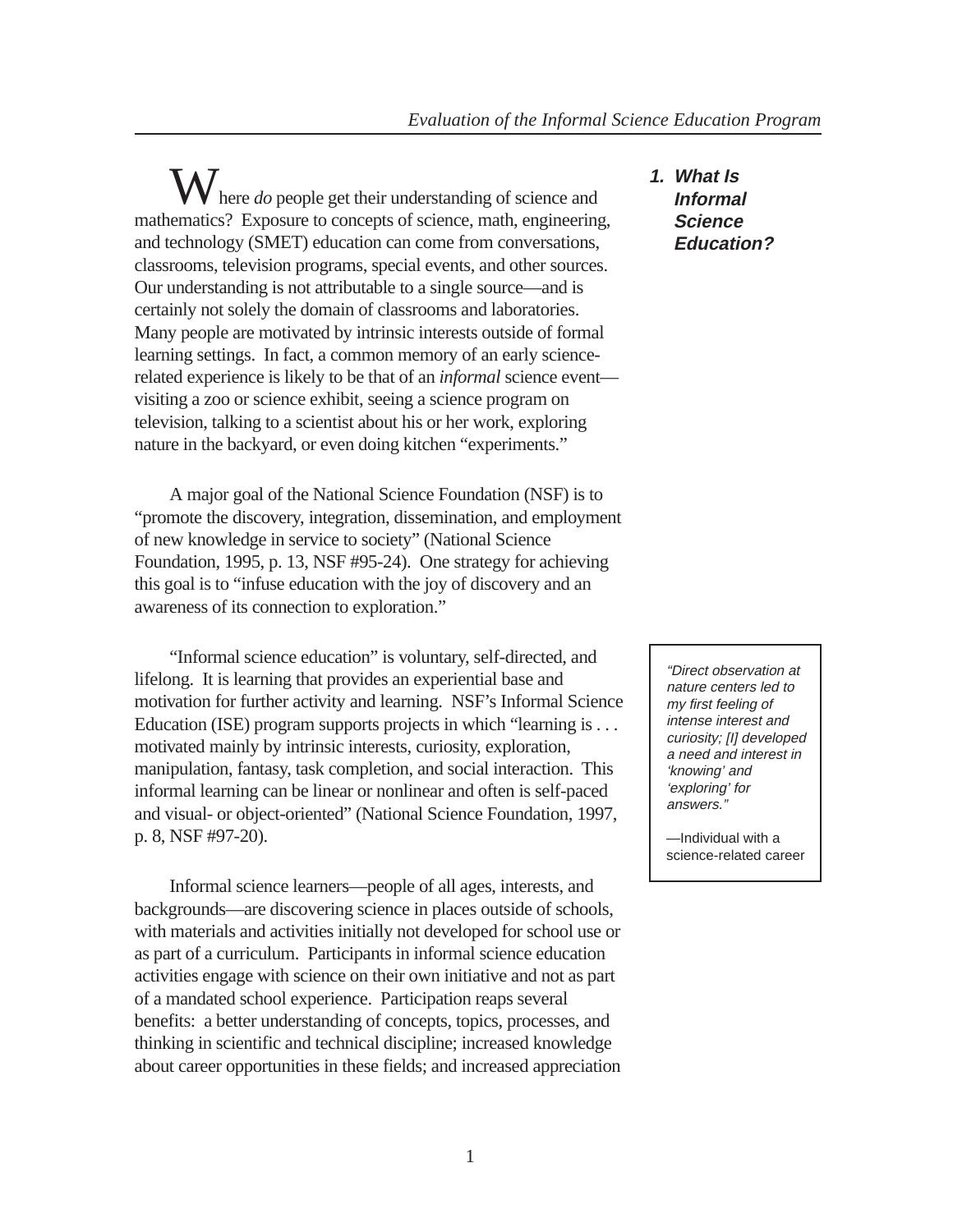## 1. What Is Informal Science Education?

Where *do* people get their understanding of science and mathematics? Exposure to concepts of science, math, engineering, and technology (SMET) education can come from conversations, classrooms, television programs, special events, and other sources. Our understanding is not attributable to a single source—and is certainly not solely the domain of classrooms and laboratories. Many people are motivated by intrinsic interests outside of formal learning settings. In fact, a common memory of an early science-related experience is likely to be that of an *informal* science event—visiting a zoo or science exhibit, seeing a science program on television, talking to a scientist about his or her work, exploring nature in the backyard, or even doing kitchen "experiments."

A major goal of the National Science Foundation (NSF) is to "promote the discovery, integration, dissemination, and employment of new knowledge in service to society" (National Science Foundation, 1995, p. 13, NSF #95-24). One strategy for achieving this goal is to "infuse education with the joy of discovery and an awareness of its connection to exploration."

"Informal science education" is voluntary, self-directed, and lifelong. It is learning that provides an experiential base and motivation for further activity and learning. NSF's Informal Science Education (ISE) program supports projects in which "learning is . . . motivated mainly by intrinsic interests, curiosity, exploration, manipulation, fantasy, task completion, and social interaction. This informal learning can be linear or nonlinear and often is self-paced and visual- or object-oriented" (National Science Foundation, 1997, p. 8, NSF #97-20).

> *"Direct observation at nature centers led to my first feeling of intense interest and curiosity; [I] developed a need and interest in 'knowing' and 'exploring' for answers."*
>
> —Individual with a science-related career

Informal science learners—people of all ages, interests, and backgrounds—are discovering science in places outside of schools, with materials and activities initially not developed for school use or as part of a curriculum. Participants in informal science education activities engage with science on their own initiative and not as part of a mandated school experience. Participation reaps several benefits: a better understanding of concepts, topics, processes, and thinking in scientific and technical discipline; increased knowledge about career opportunities in these fields; and increased appreciation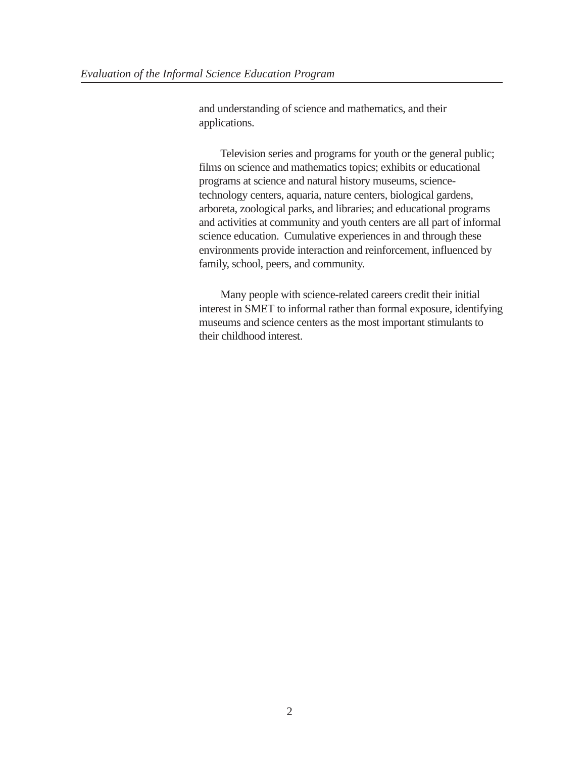and understanding of science and mathematics, and their applications.

Television series and programs for youth or the general public; films on science and mathematics topics; exhibits or educational programs at science and natural history museums, science-technology centers, aquaria, nature centers, biological gardens, arboreta, zoological parks, and libraries; and educational programs and activities at community and youth centers are all part of informal science education. Cumulative experiences in and through these environments provide interaction and reinforcement, influenced by family, school, peers, and community.

Many people with science-related careers credit their initial interest in SMET to informal rather than formal exposure, identifying museums and science centers as the most important stimulants to their childhood interest.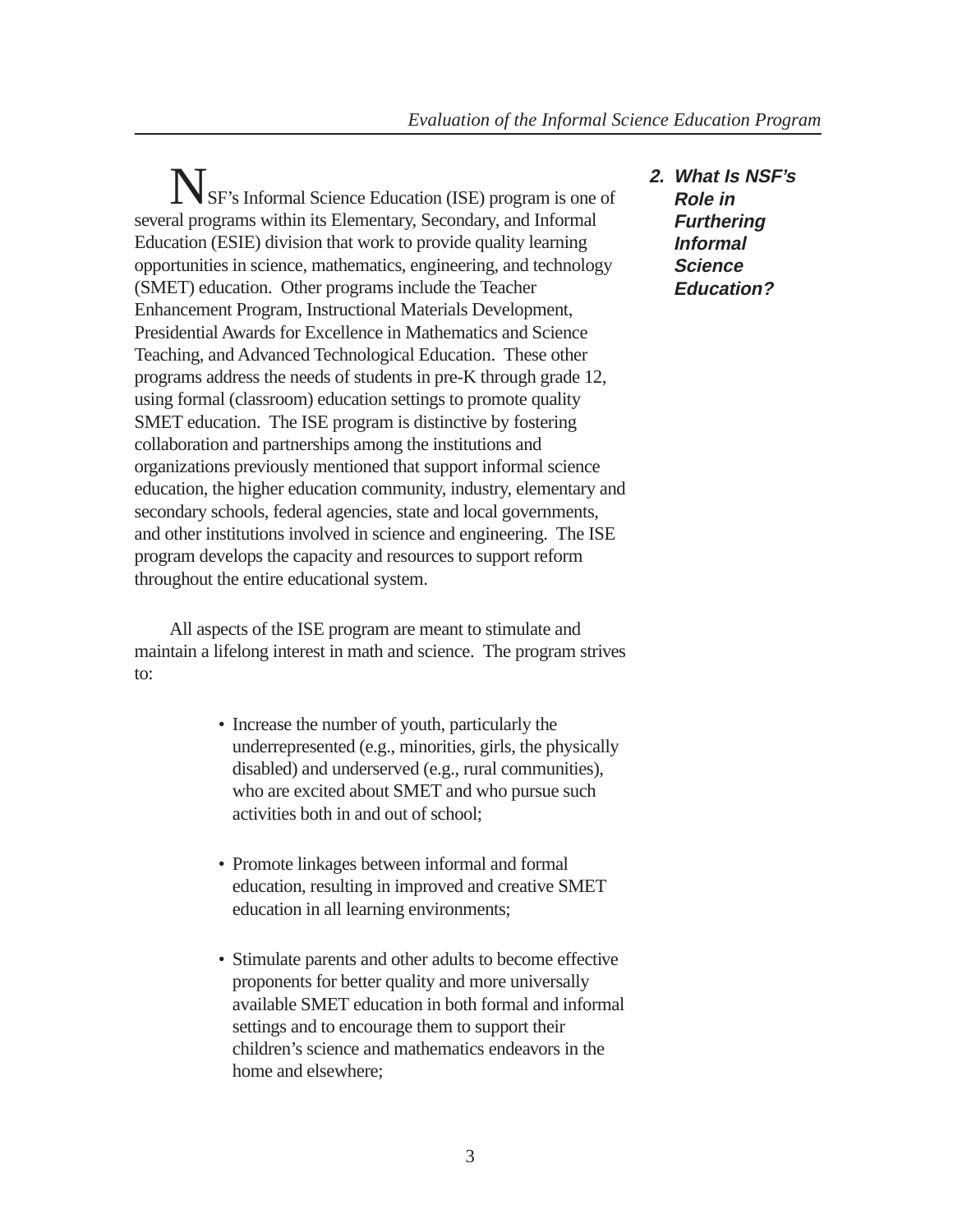## 2. What Is NSF's Role in Furthering Informal Science Education?

NSF's Informal Science Education (ISE) program is one of several programs within its Elementary, Secondary, and Informal Education (ESIE) division that work to provide quality learning opportunities in science, mathematics, engineering, and technology (SMET) education. Other programs include the Teacher Enhancement Program, Instructional Materials Development, Presidential Awards for Excellence in Mathematics and Science Teaching, and Advanced Technological Education. These other programs address the needs of students in pre-K through grade 12, using formal (classroom) education settings to promote quality SMET education. The ISE program is distinctive by fostering collaboration and partnerships among the institutions and organizations previously mentioned that support informal science education, the higher education community, industry, elementary and secondary schools, federal agencies, state and local governments, and other institutions involved in science and engineering. The ISE program develops the capacity and resources to support reform throughout the entire educational system.

All aspects of the ISE program are meant to stimulate and maintain a lifelong interest in math and science. The program strives to:

- Increase the number of youth, particularly the underrepresented (e.g., minorities, girls, the physically disabled) and underserved (e.g., rural communities), who are excited about SMET and who pursue such activities both in and out of school;

- Promote linkages between informal and formal education, resulting in improved and creative SMET education in all learning environments;

- Stimulate parents and other adults to become effective proponents for better quality and more universally available SMET education in both formal and informal settings and to encourage them to support their children's science and mathematics endeavors in the home and elsewhere;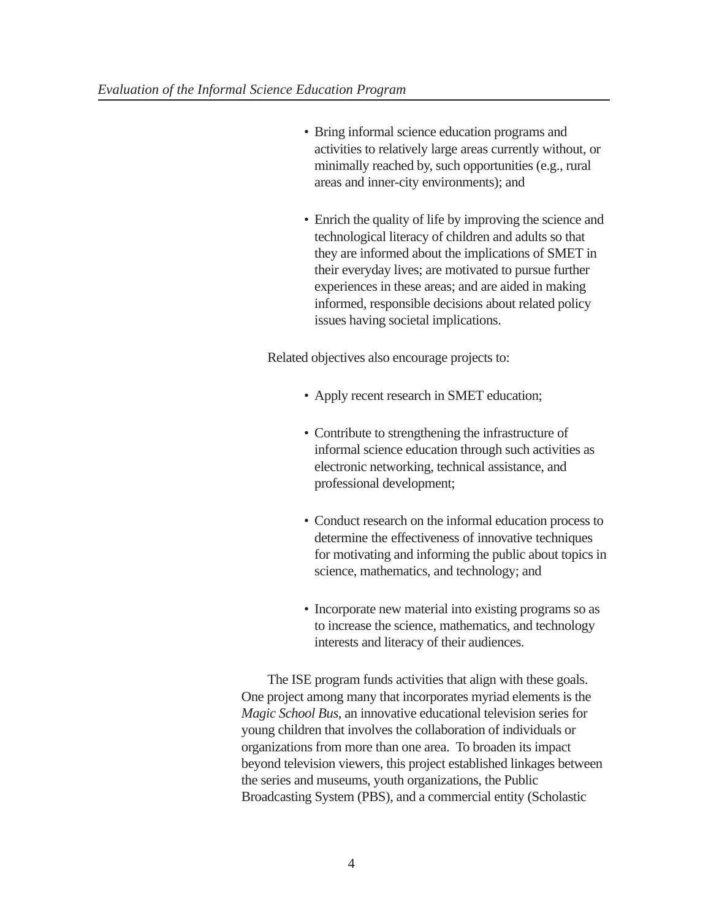- Bring informal science education programs and activities to relatively large areas currently without, or minimally reached by, such opportunities (e.g., rural areas and inner-city environments); and

- Enrich the quality of life by improving the science and technological literacy of children and adults so that they are informed about the implications of SMET in their everyday lives; are motivated to pursue further experiences in these areas; and are aided in making informed, responsible decisions about related policy issues having societal implications.

Related objectives also encourage projects to:

- Apply recent research in SMET education;

- Contribute to strengthening the infrastructure of informal science education through such activities as electronic networking, technical assistance, and professional development;

- Conduct research on the informal education process to determine the effectiveness of innovative techniques for motivating and informing the public about topics in science, mathematics, and technology; and

- Incorporate new material into existing programs so as to increase the science, mathematics, and technology interests and literacy of their audiences.

The ISE program funds activities that align with these goals. One project among many that incorporates myriad elements is the *Magic School Bus*, an innovative educational television series for young children that involves the collaboration of individuals or organizations from more than one area. To broaden its impact beyond television viewers, this project established linkages between the series and museums, youth organizations, the Public Broadcasting System (PBS), and a commercial entity (Scholastic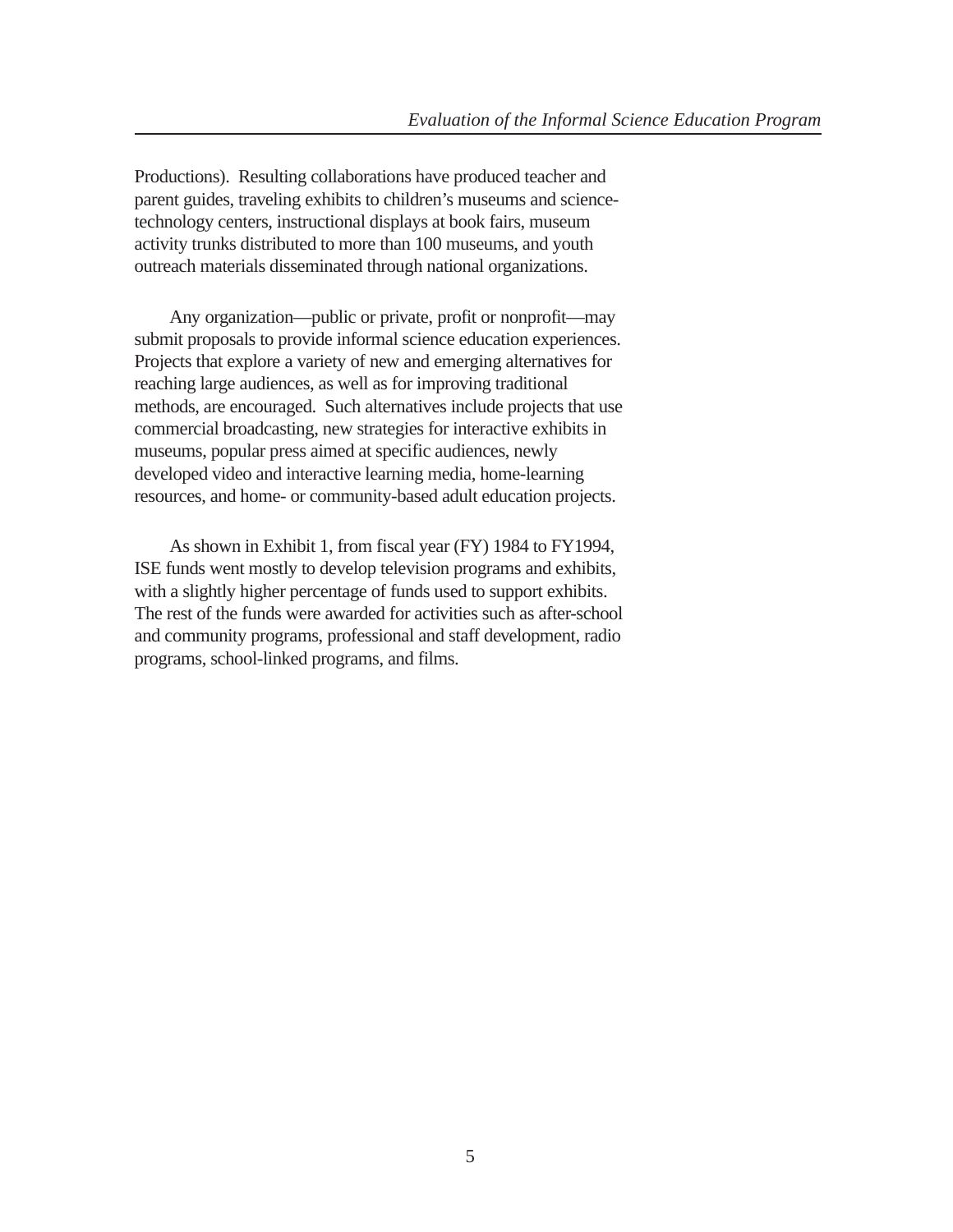Productions). Resulting collaborations have produced teacher and parent guides, traveling exhibits to children's museums and science-technology centers, instructional displays at book fairs, museum activity trunks distributed to more than 100 museums, and youth outreach materials disseminated through national organizations.

Any organization—public or private, profit or nonprofit—may submit proposals to provide informal science education experiences. Projects that explore a variety of new and emerging alternatives for reaching large audiences, as well as for improving traditional methods, are encouraged. Such alternatives include projects that use commercial broadcasting, new strategies for interactive exhibits in museums, popular press aimed at specific audiences, newly developed video and interactive learning media, home-learning resources, and home- or community-based adult education projects.

As shown in Exhibit 1, from fiscal year (FY) 1984 to FY1994, ISE funds went mostly to develop television programs and exhibits, with a slightly higher percentage of funds used to support exhibits. The rest of the funds were awarded for activities such as after-school and community programs, professional and staff development, radio programs, school-linked programs, and films.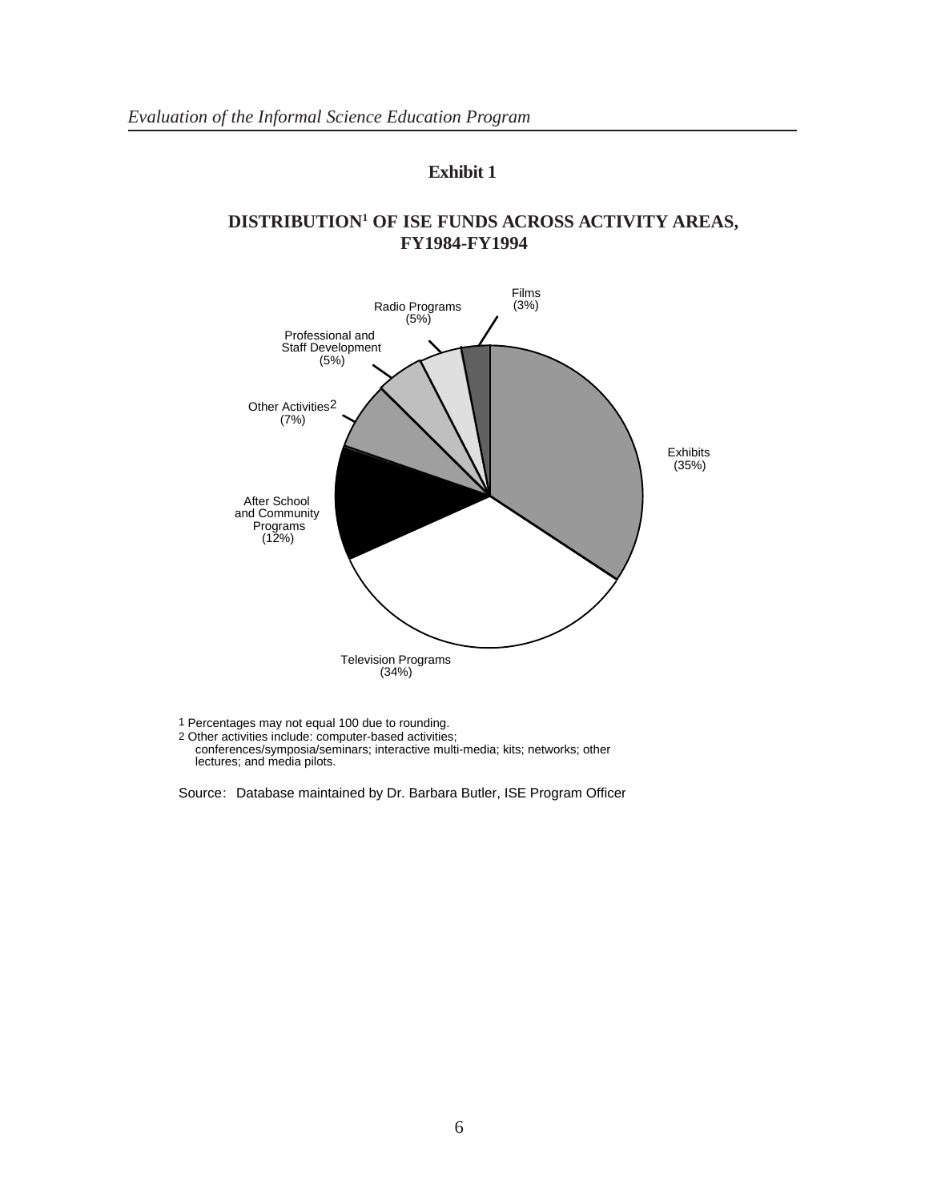**Exhibit 1**

**DISTRIBUTION[1] OF ISE FUNDS ACROSS ACTIVITY AREAS, FY1984-FY1994**

| Activity Area | Percentage |
| --- | --- |
| Exhibits | 35% |
| Television Programs | 34% |
| After School and Community Programs | 12% |
| Other Activities[2] | 7% |
| Professional and Staff Development | 5% |
| Radio Programs | 5% |
| Films | 3% |

1 Percentages may not equal 100 due to rounding.
2 Other activities include: computer-based activities; conferences/symposia/seminars; interactive multi-media; kits; networks; other lectures; and media pilots.

Source: Database maintained by Dr. Barbara Butler, ISE Program Officer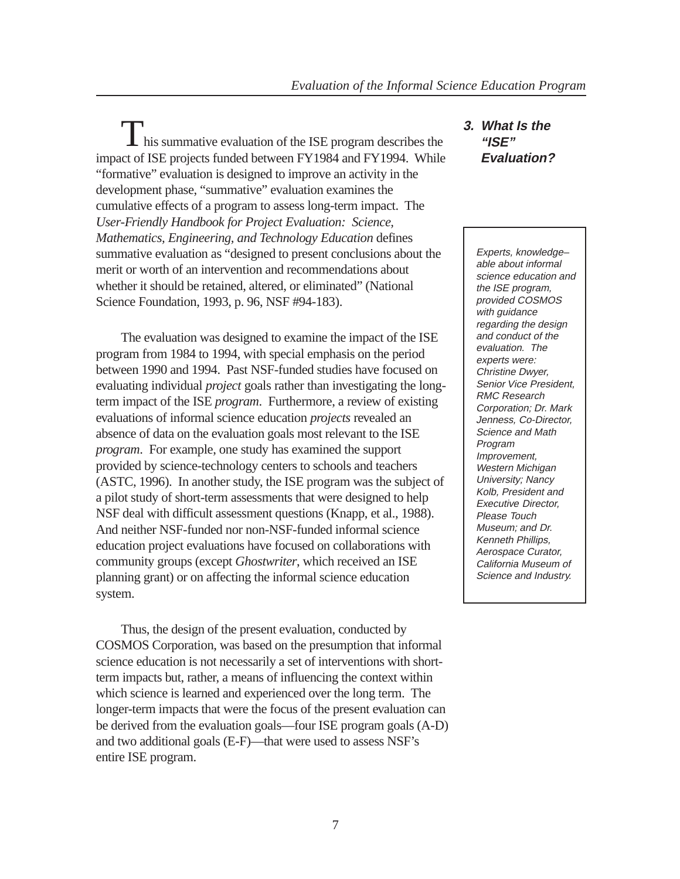## 3. What Is the "ISE" Evaluation?

This summative evaluation of the ISE program describes the impact of ISE projects funded between FY1984 and FY1994. While "formative" evaluation is designed to improve an activity in the development phase, "summative" evaluation examines the cumulative effects of a program to assess long-term impact. The *User-Friendly Handbook for Project Evaluation: Science, Mathematics, Engineering, and Technology Education* defines summative evaluation as "designed to present conclusions about the merit or worth of an intervention and recommendations about whether it should be retained, altered, or eliminated" (National Science Foundation, 1993, p. 96, NSF #94-183).

*Experts, knowledge–able about informal science education and the ISE program, provided COSMOS with guidance regarding the design and conduct of the evaluation. The experts were: Christine Dwyer, Senior Vice President, RMC Research Corporation; Dr. Mark Jenness, Co-Director, Science and Math Program Improvement, Western Michigan University; Nancy Kolb, President and Executive Director, Please Touch Museum; and Dr. Kenneth Phillips, Aerospace Curator, California Museum of Science and Industry.*

The evaluation was designed to examine the impact of the ISE program from 1984 to 1994, with special emphasis on the period between 1990 and 1994. Past NSF-funded studies have focused on evaluating individual *project* goals rather than investigating the long-term impact of the ISE *program*. Furthermore, a review of existing evaluations of informal science education *projects* revealed an absence of data on the evaluation goals most relevant to the ISE *program*. For example, one study has examined the support provided by science-technology centers to schools and teachers (ASTC, 1996). In another study, the ISE program was the subject of a pilot study of short-term assessments that were designed to help NSF deal with difficult assessment questions (Knapp, et al., 1988). And neither NSF-funded nor non-NSF-funded informal science education project evaluations have focused on collaborations with community groups (except *Ghostwriter*, which received an ISE planning grant) or on affecting the informal science education system.

Thus, the design of the present evaluation, conducted by COSMOS Corporation, was based on the presumption that informal science education is not necessarily a set of interventions with short-term impacts but, rather, a means of influencing the context within which science is learned and experienced over the long term. The longer-term impacts that were the focus of the present evaluation can be derived from the evaluation goals—four ISE program goals (A-D) and two additional goals (E-F)—that were used to assess NSF's entire ISE program.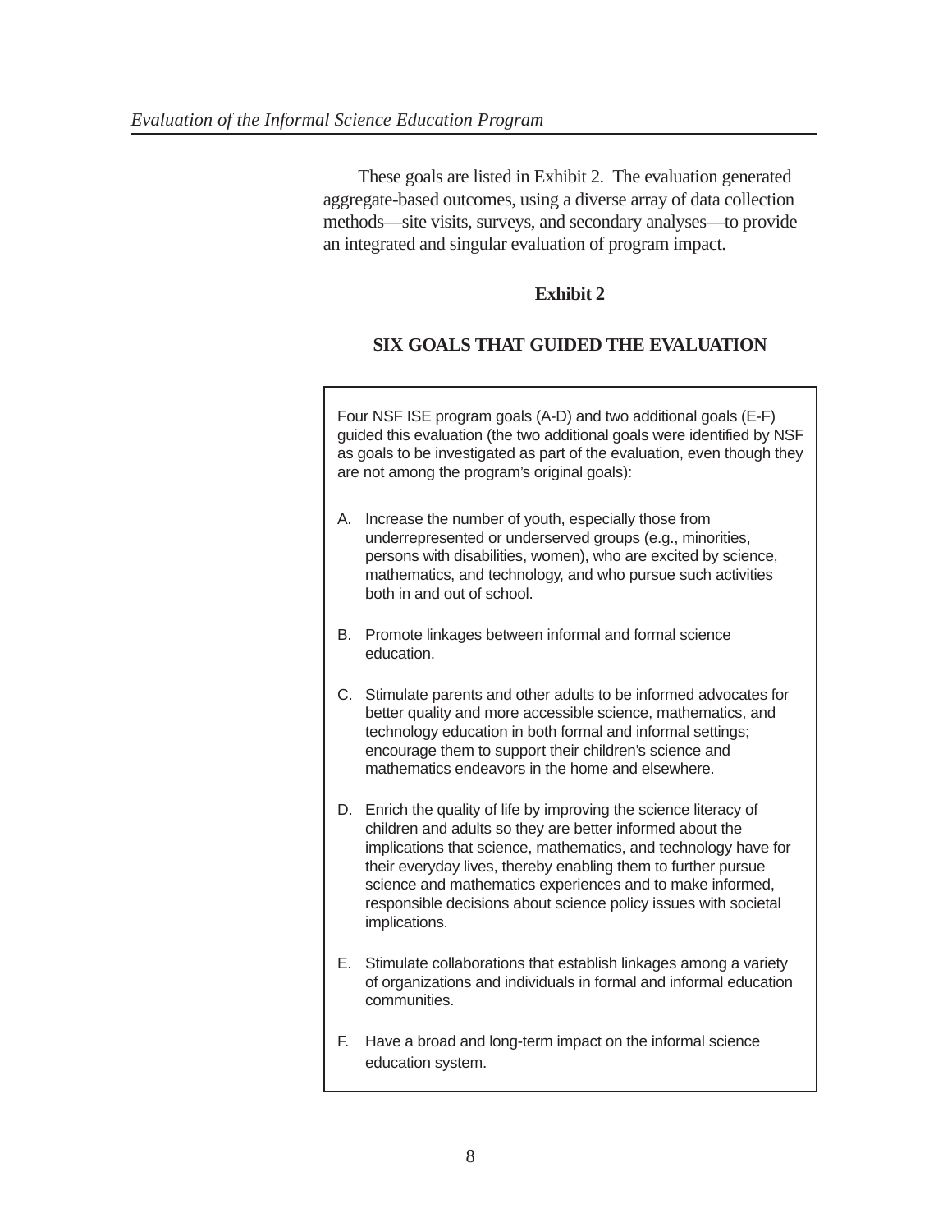These goals are listed in Exhibit 2. The evaluation generated aggregate-based outcomes, using a diverse array of data collection methods—site visits, surveys, and secondary analyses—to provide an integrated and singular evaluation of program impact.

**Exhibit 2**

**SIX GOALS THAT GUIDED THE EVALUATION**

Four NSF ISE program goals (A-D) and two additional goals (E-F) guided this evaluation (the two additional goals were identified by NSF as goals to be investigated as part of the evaluation, even though they are not among the program's original goals):

A. Increase the number of youth, especially those from underrepresented or underserved groups (e.g., minorities, persons with disabilities, women), who are excited by science, mathematics, and technology, and who pursue such activities both in and out of school.

B. Promote linkages between informal and formal science education.

C. Stimulate parents and other adults to be informed advocates for better quality and more accessible science, mathematics, and technology education in both formal and informal settings; encourage them to support their children's science and mathematics endeavors in the home and elsewhere.

D. Enrich the quality of life by improving the science literacy of children and adults so they are better informed about the implications that science, mathematics, and technology have for their everyday lives, thereby enabling them to further pursue science and mathematics experiences and to make informed, responsible decisions about science policy issues with societal implications.

E. Stimulate collaborations that establish linkages among a variety of organizations and individuals in formal and informal education communities.

F. Have a broad and long-term impact on the informal science education system.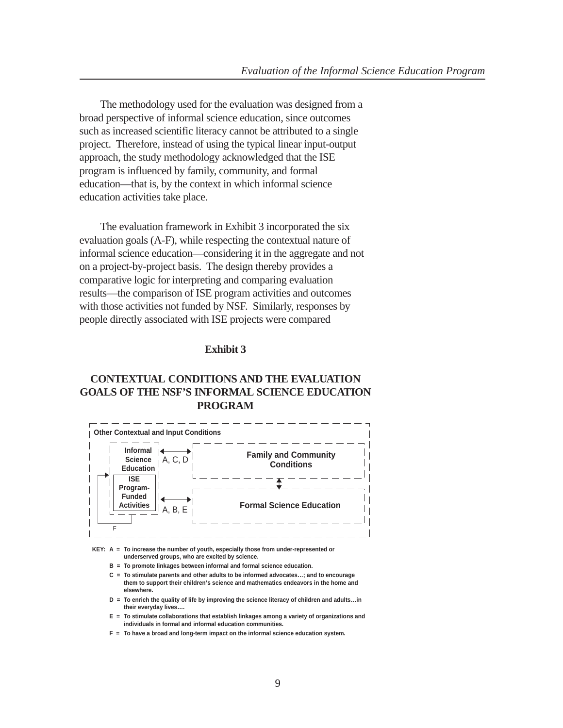The methodology used for the evaluation was designed from a broad perspective of informal science education, since outcomes such as increased scientific literacy cannot be attributed to a single project. Therefore, instead of using the typical linear input-output approach, the study methodology acknowledged that the ISE program is influenced by family, community, and formal education—that is, by the context in which informal science education activities take place.

The evaluation framework in Exhibit 3 incorporated the six evaluation goals (A-F), while respecting the contextual nature of informal science education—considering it in the aggregate and not on a project-by-project basis. The design thereby provides a comparative logic for interpreting and comparing evaluation results—the comparison of ISE program activities and outcomes with those activities not funded by NSF. Similarly, responses by people directly associated with ISE projects were compared

**Exhibit 3**

**CONTEXTUAL CONDITIONS AND THE EVALUATION GOALS OF THE NSF'S INFORMAL SCIENCE EDUCATION PROGRAM**

Other Contextual and Input Conditions

Informal Science Education

ISE Program-Funded Activities

A, C, D

Family and Community Conditions

A, B, E

Formal Science Education

F

KEY: A = To increase the number of youth, especially those from under-represented or underserved groups, who are excited by science.

B = To promote linkages between informal and formal science education.

C = To stimulate parents and other adults to be informed advocates…; and to encourage them to support their children's science and mathematics endeavors in the home and elsewhere.

D = To enrich the quality of life by improving the science literacy of children and adults…in their everyday lives….

E = To stimulate collaborations that establish linkages among a variety of organizations and individuals in formal and informal education communities.

F = To have a broad and long-term impact on the informal science education system.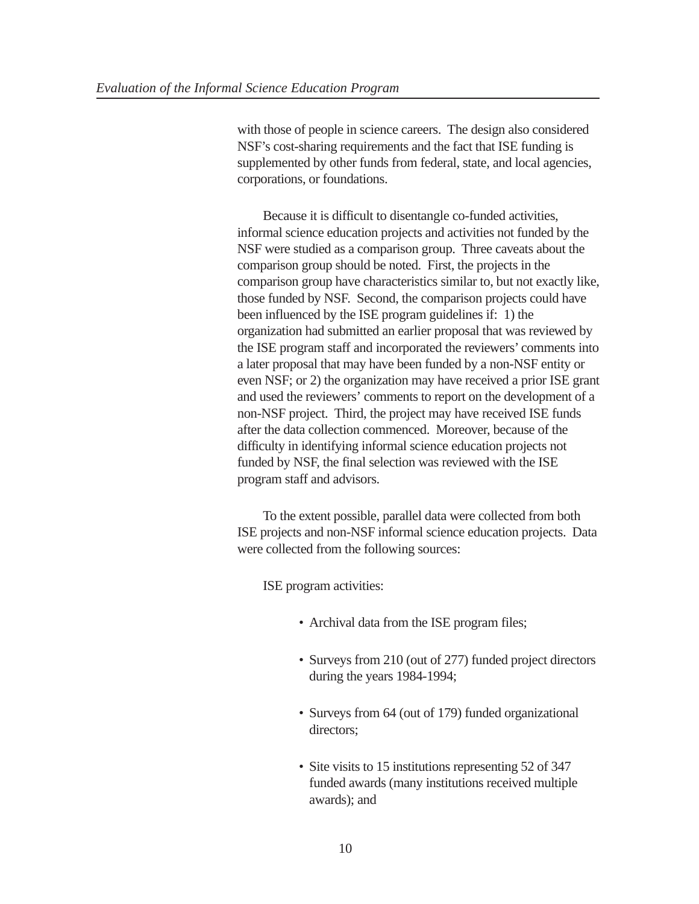with those of people in science careers. The design also considered NSF's cost-sharing requirements and the fact that ISE funding is supplemented by other funds from federal, state, and local agencies, corporations, or foundations.

Because it is difficult to disentangle co-funded activities, informal science education projects and activities not funded by the NSF were studied as a comparison group. Three caveats about the comparison group should be noted. First, the projects in the comparison group have characteristics similar to, but not exactly like, those funded by NSF. Second, the comparison projects could have been influenced by the ISE program guidelines if: 1) the organization had submitted an earlier proposal that was reviewed by the ISE program staff and incorporated the reviewers' comments into a later proposal that may have been funded by a non-NSF entity or even NSF; or 2) the organization may have received a prior ISE grant and used the reviewers' comments to report on the development of a non-NSF project. Third, the project may have received ISE funds after the data collection commenced. Moreover, because of the difficulty in identifying informal science education projects not funded by NSF, the final selection was reviewed with the ISE program staff and advisors.

To the extent possible, parallel data were collected from both ISE projects and non-NSF informal science education projects. Data were collected from the following sources:

ISE program activities:

- Archival data from the ISE program files;
- Surveys from 210 (out of 277) funded project directors during the years 1984-1994;
- Surveys from 64 (out of 179) funded organizational directors;
- Site visits to 15 institutions representing 52 of 347 funded awards (many institutions received multiple awards); and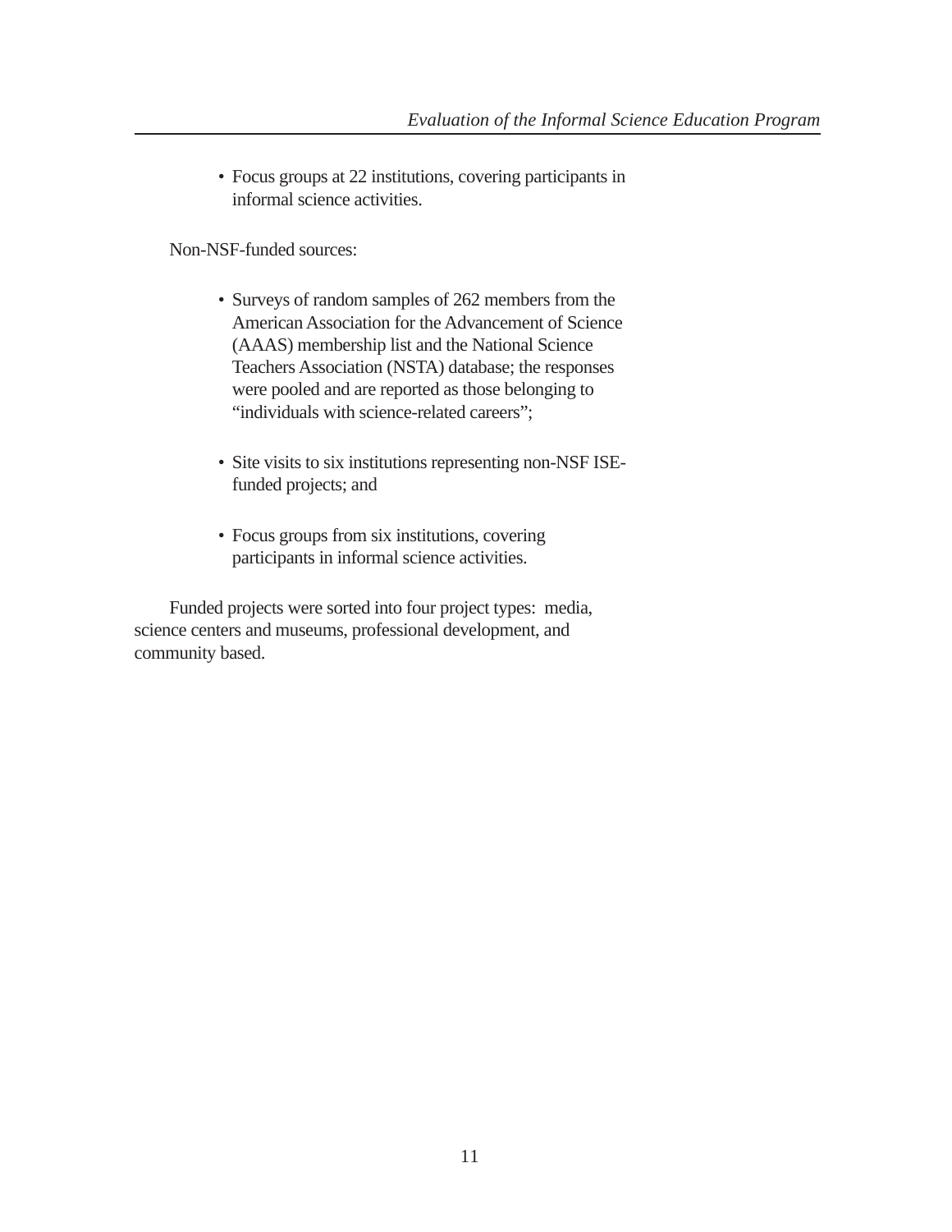- Focus groups at 22 institutions, covering participants in informal science activities.

Non-NSF-funded sources:

- Surveys of random samples of 262 members from the American Association for the Advancement of Science (AAAS) membership list and the National Science Teachers Association (NSTA) database; the responses were pooled and are reported as those belonging to "individuals with science-related careers";

- Site visits to six institutions representing non-NSF ISE-funded projects; and

- Focus groups from six institutions, covering participants in informal science activities.

Funded projects were sorted into four project types: media, science centers and museums, professional development, and community based.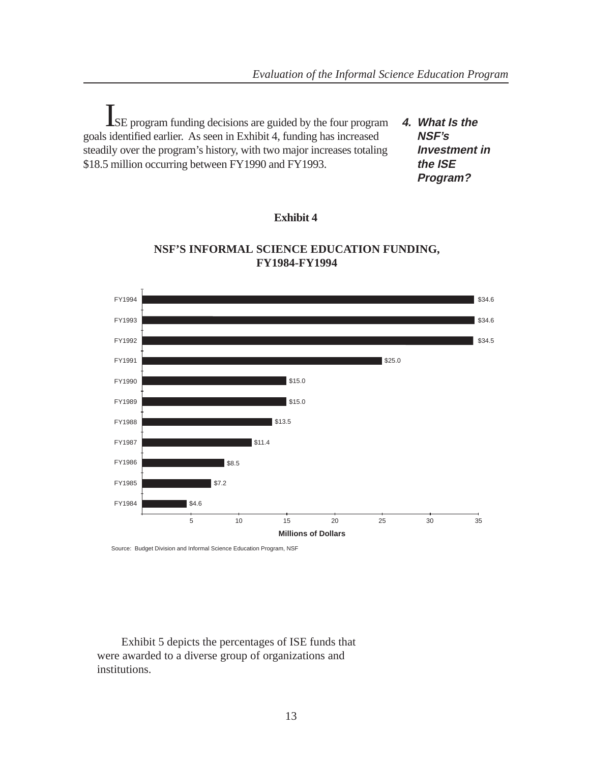### 4. What Is the NSF's Investment in the ISE Program?

ISE program funding decisions are guided by the four program goals identified earlier. As seen in Exhibit 4, funding has increased steadily over the program's history, with two major increases totaling $18.5 million occurring between FY1990 and FY1993.

**Exhibit 4**

**NSF'S INFORMAL SCIENCE EDUCATION FUNDING, FY1984-FY1994**

| Fiscal Year | Millions of Dollars |
|---|---|
| FY1994 | $34.6 |
| FY1993 | $34.6 |
| FY1992 | $34.5 |
| FY1991 | $25.0 |
| FY1990 | $15.0 |
| FY1989 | $15.0 |
| FY1988 | $13.5 |
| FY1987 | $11.4 |
| FY1986 | $8.5 |
| FY1985 | $7.2 |
| FY1984 | $4.6 |

Source: Budget Division and Informal Science Education Program, NSF

Exhibit 5 depicts the percentages of ISE funds that were awarded to a diverse group of organizations and institutions.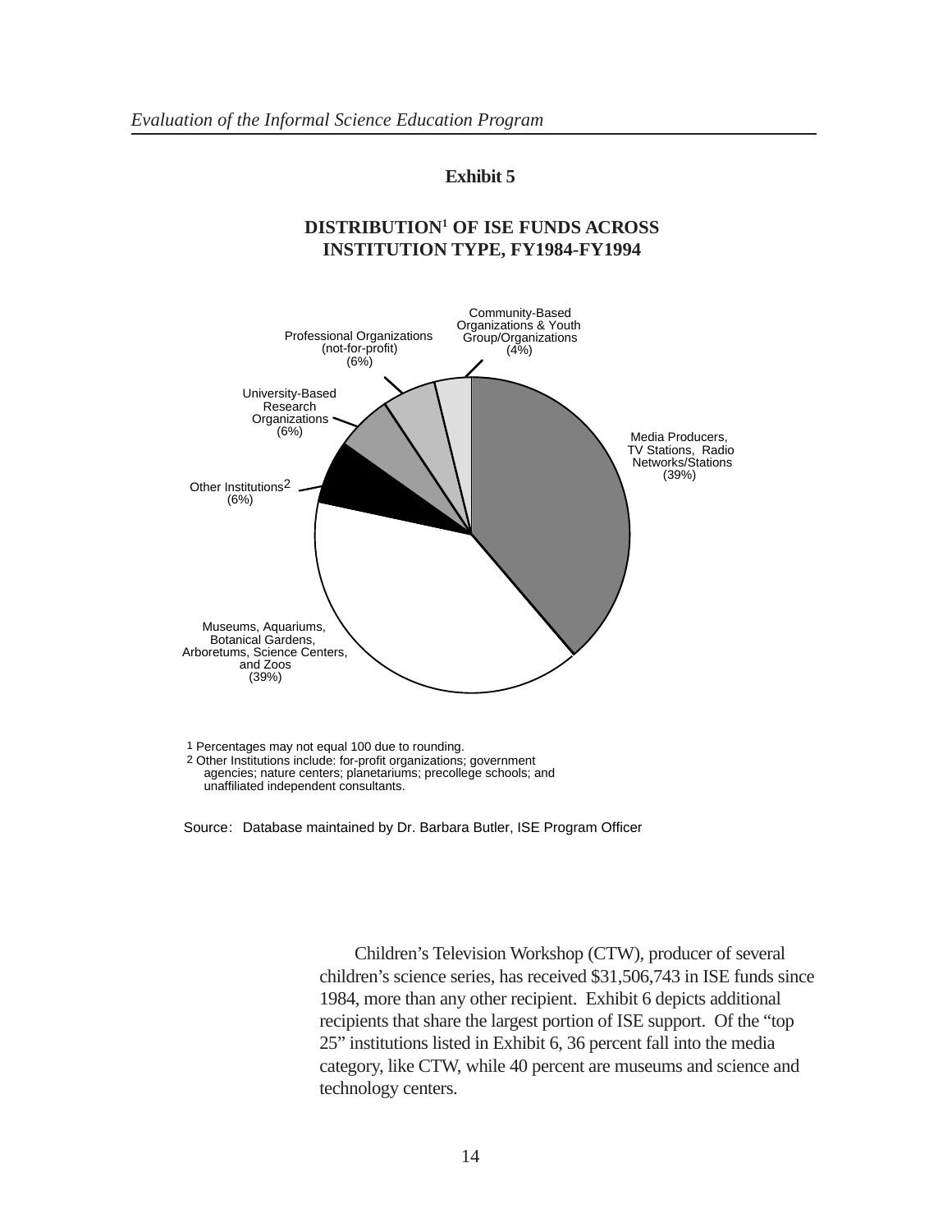**Exhibit 5**

**DISTRIBUTION[1] OF ISE FUNDS ACROSS INSTITUTION TYPE, FY1984-FY1994**

Media Producers, TV Stations, Radio Networks/Stations (39%)

Museums, Aquariums, Botanical Gardens, Arboretums, Science Centers, and Zoos (39%)

Other Institutions[2] (6%)

University-Based Research Organizations (6%)

Professional Organizations (not-for-profit) (6%)

Community-Based Organizations & Youth Group/Organizations (4%)

1 Percentages may not equal 100 due to rounding.
2 Other Institutions include: for-profit organizations; government agencies; nature centers; planetariums; precollege schools; and unaffiliated independent consultants.

Source: Database maintained by Dr. Barbara Butler, ISE Program Officer

Children's Television Workshop (CTW), producer of several children's science series, has received $31,506,743 in ISE funds since 1984, more than any other recipient. Exhibit 6 depicts additional recipients that share the largest portion of ISE support. Of the "top 25" institutions listed in Exhibit 6, 36 percent fall into the media category, like CTW, while 40 percent are museums and science and technology centers.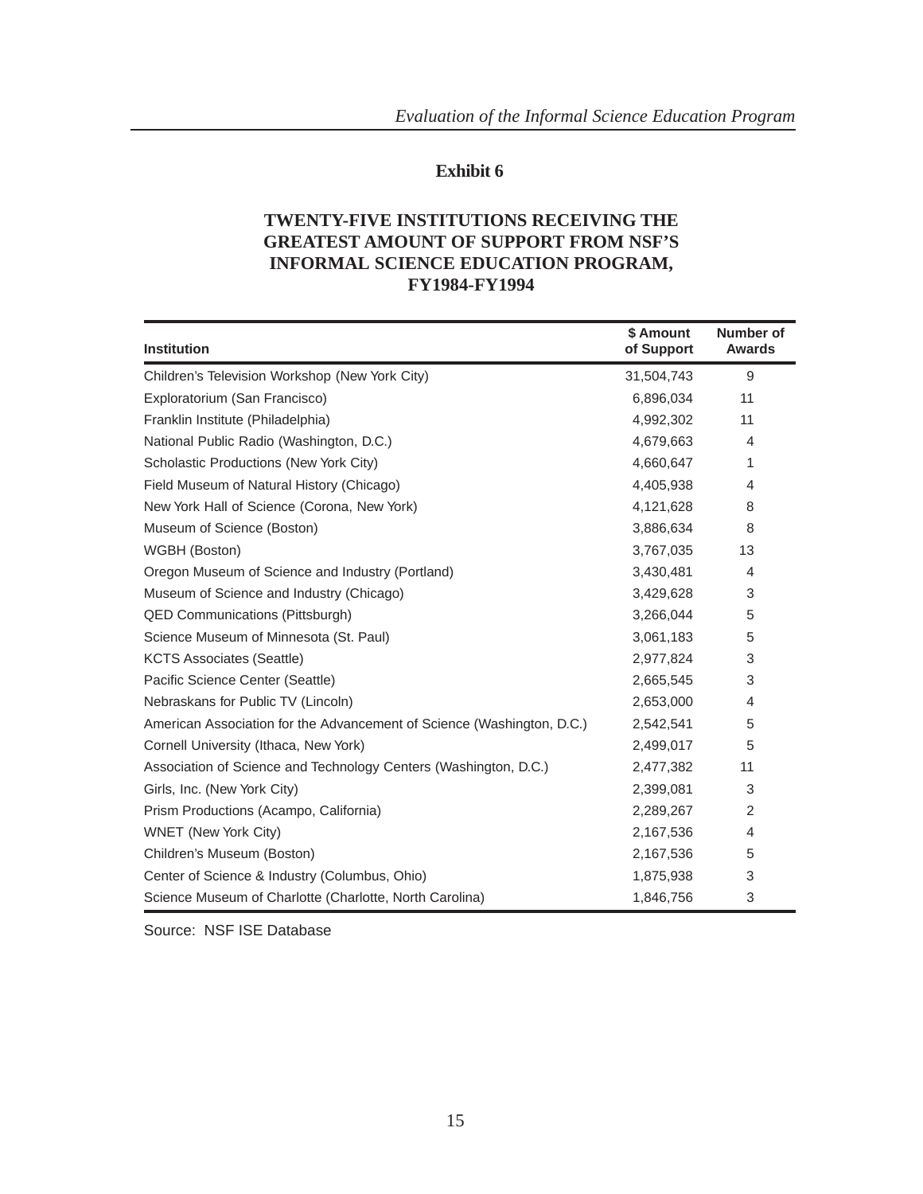## Exhibit 6

### TWENTY-FIVE INSTITUTIONS RECEIVING THE GREATEST AMOUNT OF SUPPORT FROM NSF'S INFORMAL SCIENCE EDUCATION PROGRAM, FY1984-FY1994

| Institution | $ Amount of Support | Number of Awards |
|---|---|---|
| Children's Television Workshop (New York City) | 31,504,743 | 9 |
| Exploratorium (San Francisco) | 6,896,034 | 11 |
| Franklin Institute (Philadelphia) | 4,992,302 | 11 |
| National Public Radio (Washington, D.C.) | 4,679,663 | 4 |
| Scholastic Productions (New York City) | 4,660,647 | 1 |
| Field Museum of Natural History (Chicago) | 4,405,938 | 4 |
| New York Hall of Science (Corona, New York) | 4,121,628 | 8 |
| Museum of Science (Boston) | 3,886,634 | 8 |
| WGBH (Boston) | 3,767,035 | 13 |
| Oregon Museum of Science and Industry (Portland) | 3,430,481 | 4 |
| Museum of Science and Industry (Chicago) | 3,429,628 | 3 |
| QED Communications (Pittsburgh) | 3,266,044 | 5 |
| Science Museum of Minnesota (St. Paul) | 3,061,183 | 5 |
| KCTS Associates (Seattle) | 2,977,824 | 3 |
| Pacific Science Center (Seattle) | 2,665,545 | 3 |
| Nebraskans for Public TV (Lincoln) | 2,653,000 | 4 |
| American Association for the Advancement of Science (Washington, D.C.) | 2,542,541 | 5 |
| Cornell University (Ithaca, New York) | 2,499,017 | 5 |
| Association of Science and Technology Centers (Washington, D.C.) | 2,477,382 | 11 |
| Girls, Inc. (New York City) | 2,399,081 | 3 |
| Prism Productions (Acampo, California) | 2,289,267 | 2 |
| WNET (New York City) | 2,167,536 | 4 |
| Children's Museum (Boston) | 2,167,536 | 5 |
| Center of Science & Industry (Columbus, Ohio) | 1,875,938 | 3 |
| Science Museum of Charlotte (Charlotte, North Carolina) | 1,846,756 | 3 |

Source: NSF ISE Database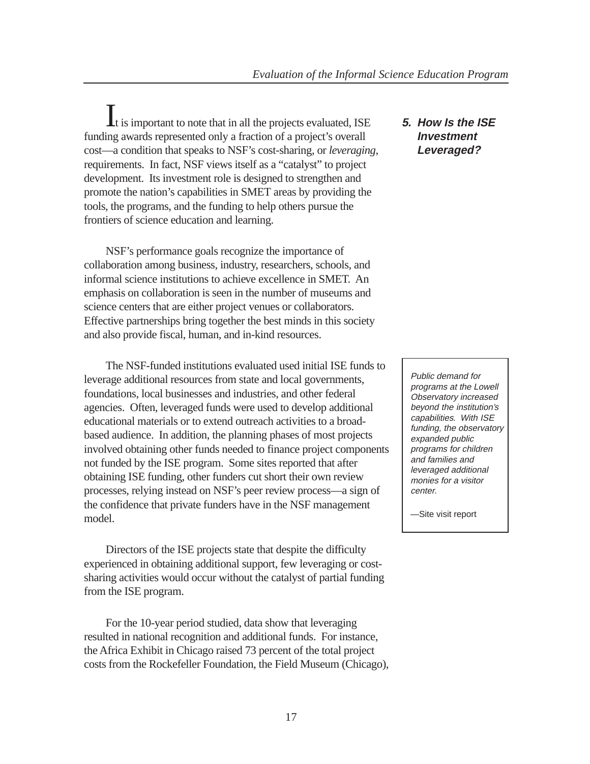## 5. How Is the ISE Investment Leveraged?

It is important to note that in all the projects evaluated, ISE funding awards represented only a fraction of a project's overall cost—a condition that speaks to NSF's cost-sharing, or *leveraging*, requirements. In fact, NSF views itself as a "catalyst" to project development. Its investment role is designed to strengthen and promote the nation's capabilities in SMET areas by providing the tools, the programs, and the funding to help others pursue the frontiers of science education and learning.

NSF's performance goals recognize the importance of collaboration among business, industry, researchers, schools, and informal science institutions to achieve excellence in SMET. An emphasis on collaboration is seen in the number of museums and science centers that are either project venues or collaborators. Effective partnerships bring together the best minds in this society and also provide fiscal, human, and in-kind resources.

The NSF-funded institutions evaluated used initial ISE funds to leverage additional resources from state and local governments, foundations, local businesses and industries, and other federal agencies. Often, leveraged funds were used to develop additional educational materials or to extend outreach activities to a broad-based audience. In addition, the planning phases of most projects involved obtaining other funds needed to finance project components not funded by the ISE program. Some sites reported that after obtaining ISE funding, other funders cut short their own review processes, relying instead on NSF's peer review process—a sign of the confidence that private funders have in the NSF management model.

> *Public demand for programs at the Lowell Observatory increased beyond the institution's capabilities. With ISE funding, the observatory expanded public programs for children and families and leveraged additional monies for a visitor center.*
>
> —Site visit report

Directors of the ISE projects state that despite the difficulty experienced in obtaining additional support, few leveraging or cost-sharing activities would occur without the catalyst of partial funding from the ISE program.

For the 10-year period studied, data show that leveraging resulted in national recognition and additional funds. For instance, the Africa Exhibit in Chicago raised 73 percent of the total project costs from the Rockefeller Foundation, the Field Museum (Chicago),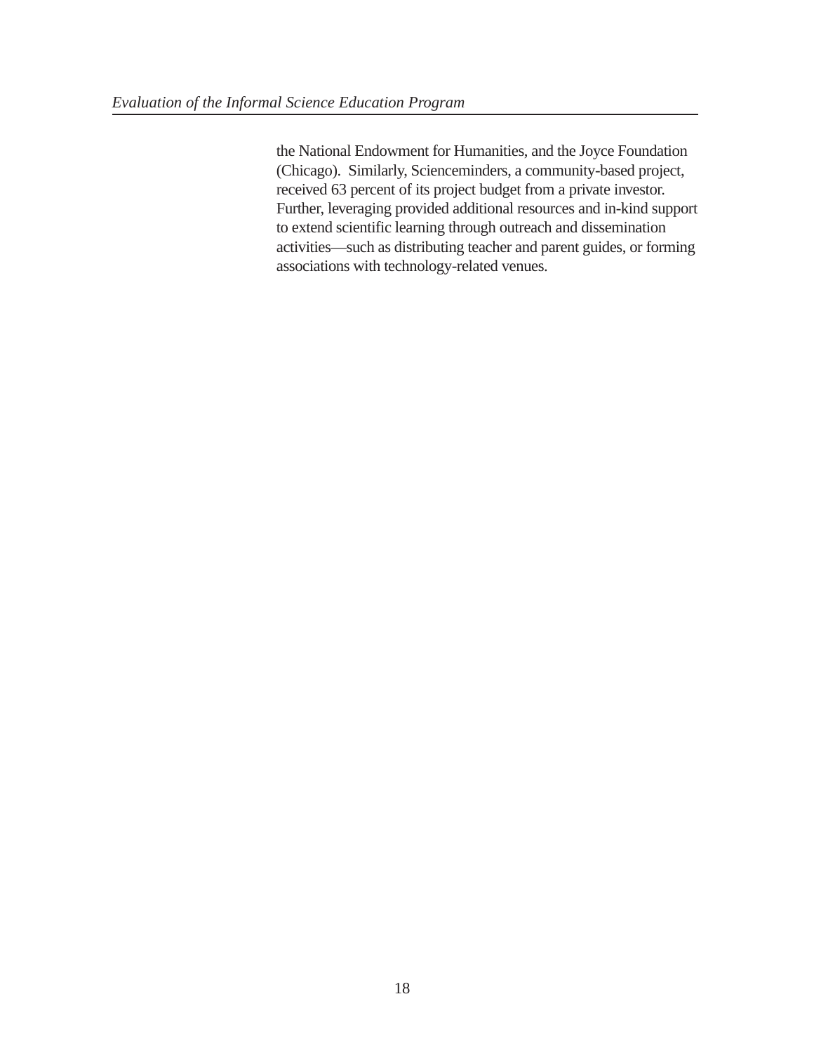the National Endowment for Humanities, and the Joyce Foundation (Chicago). Similarly, Scienceminders, a community-based project, received 63 percent of its project budget from a private investor. Further, leveraging provided additional resources and in-kind support to extend scientific learning through outreach and dissemination activities—such as distributing teacher and parent guides, or forming associations with technology-related venues.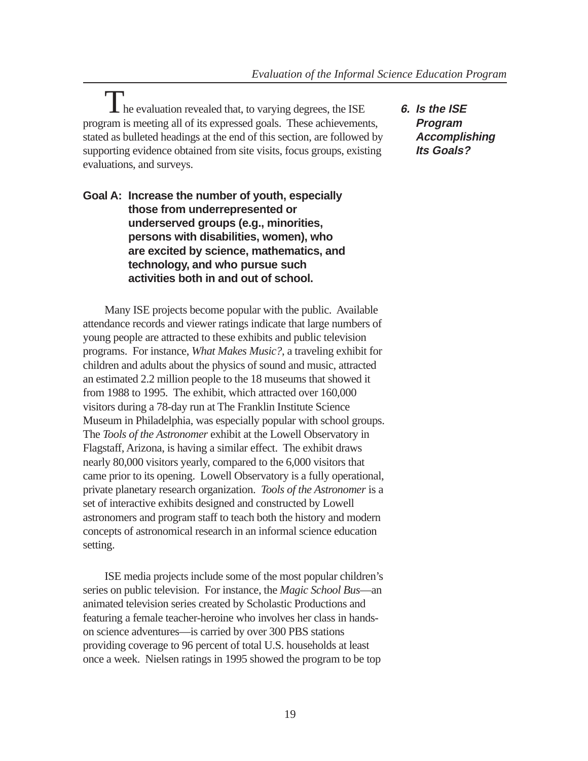## 6. Is the ISE Program Accomplishing Its Goals?

The evaluation revealed that, to varying degrees, the ISE program is meeting all of its expressed goals. These achievements, stated as bulleted headings at the end of this section, are followed by supporting evidence obtained from site visits, focus groups, existing evaluations, and surveys.

### Goal A: Increase the number of youth, especially those from underrepresented or underserved groups (e.g., minorities, persons with disabilities, women), who are excited by science, mathematics, and technology, and who pursue such activities both in and out of school.

Many ISE projects become popular with the public. Available attendance records and viewer ratings indicate that large numbers of young people are attracted to these exhibits and public television programs. For instance, *What Makes Music?*, a traveling exhibit for children and adults about the physics of sound and music, attracted an estimated 2.2 million people to the 18 museums that showed it from 1988 to 1995. The exhibit, which attracted over 160,000 visitors during a 78-day run at The Franklin Institute Science Museum in Philadelphia, was especially popular with school groups. The *Tools of the Astronomer* exhibit at the Lowell Observatory in Flagstaff, Arizona, is having a similar effect. The exhibit draws nearly 80,000 visitors yearly, compared to the 6,000 visitors that came prior to its opening. Lowell Observatory is a fully operational, private planetary research organization. *Tools of the Astronomer* is a set of interactive exhibits designed and constructed by Lowell astronomers and program staff to teach both the history and modern concepts of astronomical research in an informal science education setting.

ISE media projects include some of the most popular children's series on public television. For instance, the *Magic School Bus*—an animated television series created by Scholastic Productions and featuring a female teacher-heroine who involves her class in hands-on science adventures—is carried by over 300 PBS stations providing coverage to 96 percent of total U.S. households at least once a week. Nielsen ratings in 1995 showed the program to be top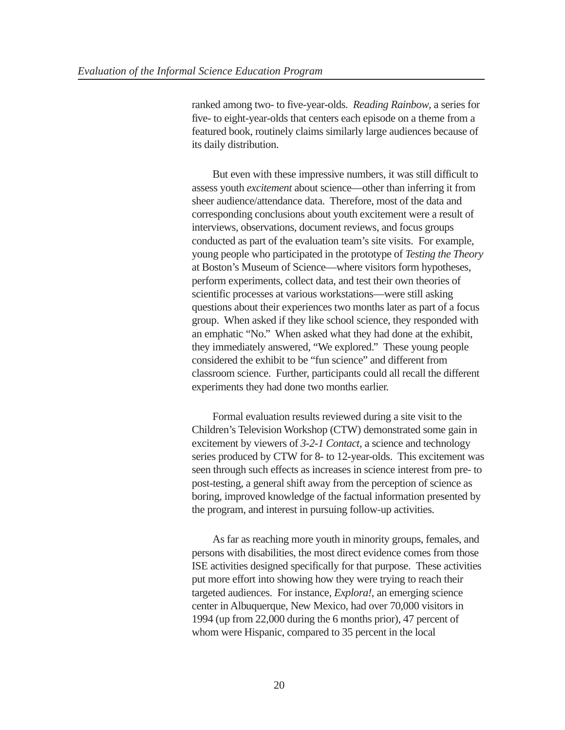ranked among two- to five-year-olds. *Reading Rainbow*, a series for five- to eight-year-olds that centers each episode on a theme from a featured book, routinely claims similarly large audiences because of its daily distribution.

But even with these impressive numbers, it was still difficult to assess youth *excitement* about science—other than inferring it from sheer audience/attendance data. Therefore, most of the data and corresponding conclusions about youth excitement were a result of interviews, observations, document reviews, and focus groups conducted as part of the evaluation team's site visits. For example, young people who participated in the prototype of *Testing the Theory* at Boston's Museum of Science—where visitors form hypotheses, perform experiments, collect data, and test their own theories of scientific processes at various workstations—were still asking questions about their experiences two months later as part of a focus group. When asked if they like school science, they responded with an emphatic "No." When asked what they had done at the exhibit, they immediately answered, "We explored." These young people considered the exhibit to be "fun science" and different from classroom science. Further, participants could all recall the different experiments they had done two months earlier.

Formal evaluation results reviewed during a site visit to the Children's Television Workshop (CTW) demonstrated some gain in excitement by viewers of *3-2-1 Contact*, a science and technology series produced by CTW for 8- to 12-year-olds. This excitement was seen through such effects as increases in science interest from pre- to post-testing, a general shift away from the perception of science as boring, improved knowledge of the factual information presented by the program, and interest in pursuing follow-up activities.

As far as reaching more youth in minority groups, females, and persons with disabilities, the most direct evidence comes from those ISE activities designed specifically for that purpose. These activities put more effort into showing how they were trying to reach their targeted audiences. For instance, *Explora!*, an emerging science center in Albuquerque, New Mexico, had over 70,000 visitors in 1994 (up from 22,000 during the 6 months prior), 47 percent of whom were Hispanic, compared to 35 percent in the local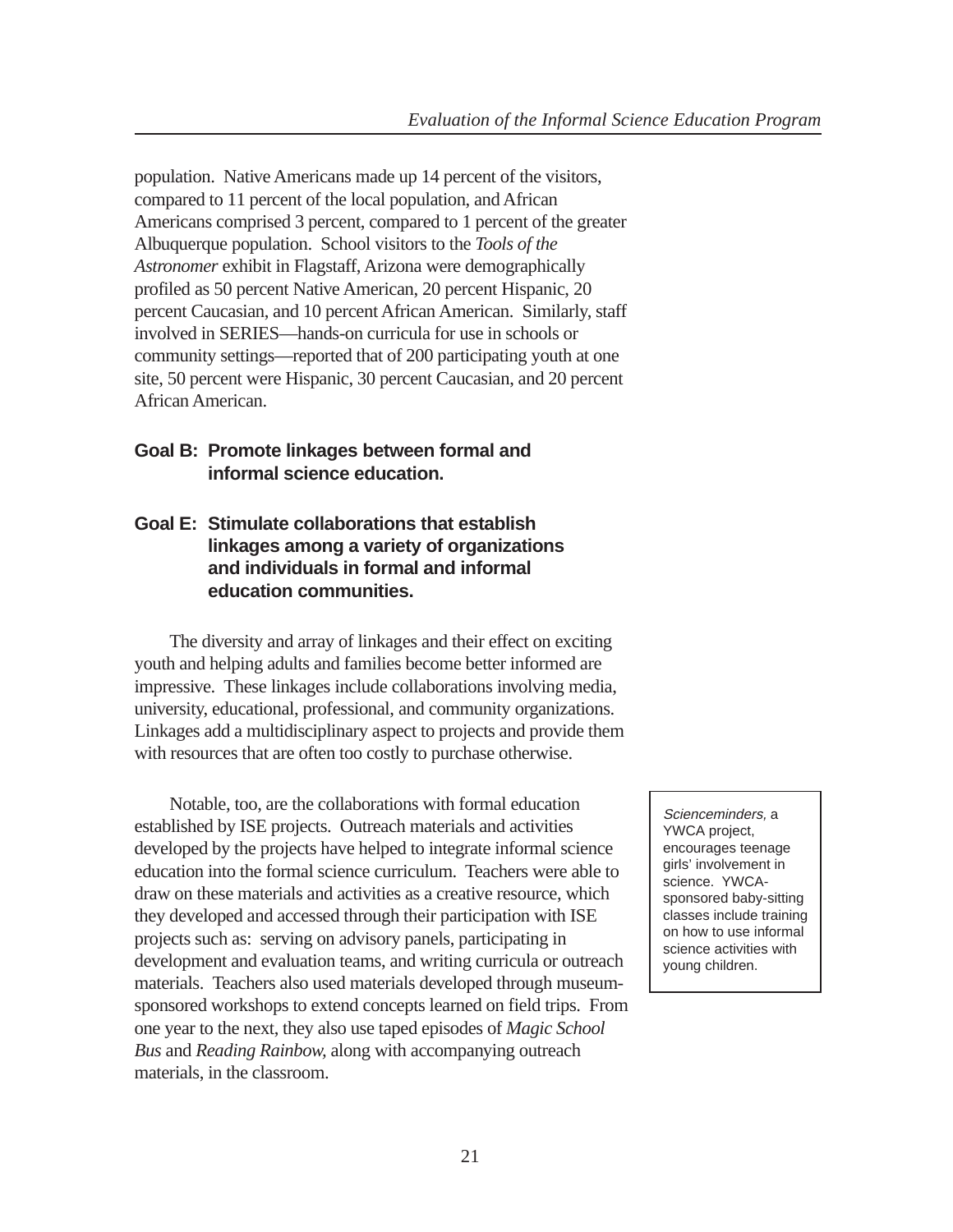population. Native Americans made up 14 percent of the visitors, compared to 11 percent of the local population, and African Americans comprised 3 percent, compared to 1 percent of the greater Albuquerque population. School visitors to the *Tools of the Astronomer* exhibit in Flagstaff, Arizona were demographically profiled as 50 percent Native American, 20 percent Hispanic, 20 percent Caucasian, and 10 percent African American. Similarly, staff involved in SERIES—hands-on curricula for use in schools or community settings—reported that of 200 participating youth at one site, 50 percent were Hispanic, 30 percent Caucasian, and 20 percent African American.

**Goal B: Promote linkages between formal and informal science education.**

**Goal E: Stimulate collaborations that establish linkages among a variety of organizations and individuals in formal and informal education communities.**

The diversity and array of linkages and their effect on exciting youth and helping adults and families become better informed are impressive. These linkages include collaborations involving media, university, educational, professional, and community organizations. Linkages add a multidisciplinary aspect to projects and provide them with resources that are often too costly to purchase otherwise.

Notable, too, are the collaborations with formal education established by ISE projects. Outreach materials and activities developed by the projects have helped to integrate informal science education into the formal science curriculum. Teachers were able to draw on these materials and activities as a creative resource, which they developed and accessed through their participation with ISE projects such as: serving on advisory panels, participating in development and evaluation teams, and writing curricula or outreach materials. Teachers also used materials developed through museum-sponsored workshops to extend concepts learned on field trips. From one year to the next, they also use taped episodes of *Magic School Bus* and *Reading Rainbow,* along with accompanying outreach materials, in the classroom.

> *Scienceminders,* a YWCA project, encourages teenage girls' involvement in science. YWCA-sponsored baby-sitting classes include training on how to use informal science activities with young children.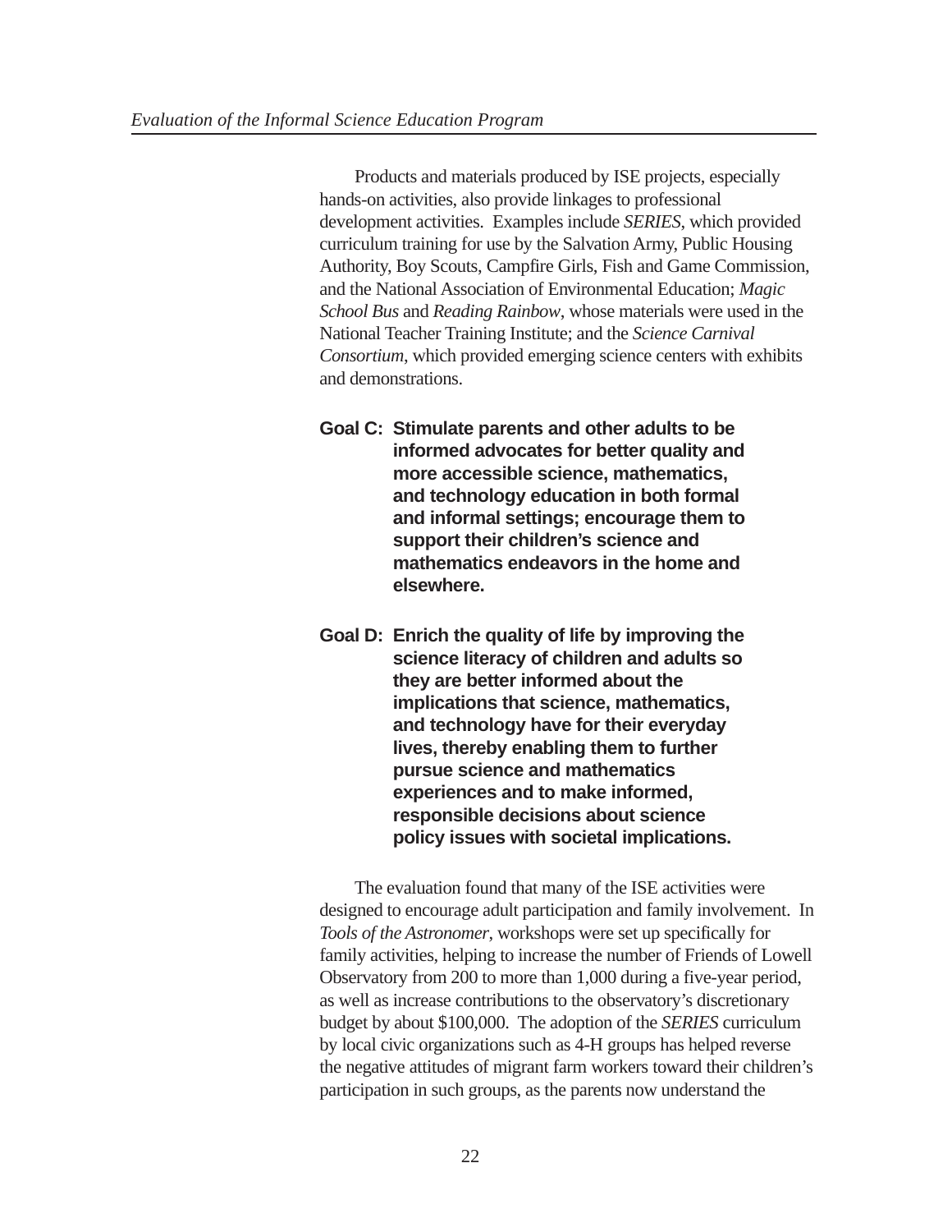Products and materials produced by ISE projects, especially hands-on activities, also provide linkages to professional development activities. Examples include *SERIES*, which provided curriculum training for use by the Salvation Army, Public Housing Authority, Boy Scouts, Campfire Girls, Fish and Game Commission, and the National Association of Environmental Education; *Magic School Bus* and *Reading Rainbow*, whose materials were used in the National Teacher Training Institute; and the *Science Carnival Consortium*, which provided emerging science centers with exhibits and demonstrations.

**Goal C: Stimulate parents and other adults to be informed advocates for better quality and more accessible science, mathematics, and technology education in both formal and informal settings; encourage them to support their children's science and mathematics endeavors in the home and elsewhere.**

**Goal D: Enrich the quality of life by improving the science literacy of children and adults so they are better informed about the implications that science, mathematics, and technology have for their everyday lives, thereby enabling them to further pursue science and mathematics experiences and to make informed, responsible decisions about science policy issues with societal implications.**

The evaluation found that many of the ISE activities were designed to encourage adult participation and family involvement. In *Tools of the Astronomer*, workshops were set up specifically for family activities, helping to increase the number of Friends of Lowell Observatory from 200 to more than 1,000 during a five-year period, as well as increase contributions to the observatory's discretionary budget by about $100,000. The adoption of the *SERIES* curriculum by local civic organizations such as 4-H groups has helped reverse the negative attitudes of migrant farm workers toward their children's participation in such groups, as the parents now understand the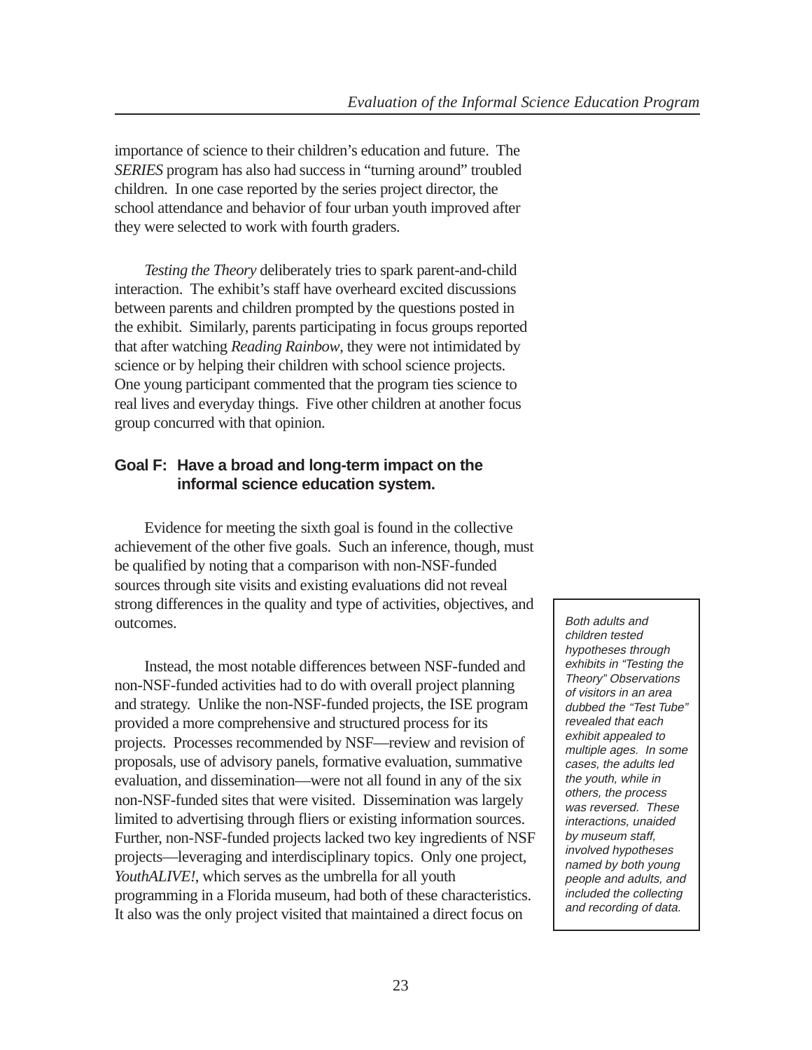importance of science to their children's education and future. The *SERIES* program has also had success in "turning around" troubled children. In one case reported by the series project director, the school attendance and behavior of four urban youth improved after they were selected to work with fourth graders.

*Testing the Theory* deliberately tries to spark parent-and-child interaction. The exhibit's staff have overheard excited discussions between parents and children prompted by the questions posted in the exhibit. Similarly, parents participating in focus groups reported that after watching *Reading Rainbow*, they were not intimidated by science or by helping their children with school science projects. One young participant commented that the program ties science to real lives and everyday things. Five other children at another focus group concurred with that opinion.

### Goal F: Have a broad and long-term impact on the informal science education system.

Evidence for meeting the sixth goal is found in the collective achievement of the other five goals. Such an inference, though, must be qualified by noting that a comparison with non-NSF-funded sources through site visits and existing evaluations did not reveal strong differences in the quality and type of activities, objectives, and outcomes.

Instead, the most notable differences between NSF-funded and non-NSF-funded activities had to do with overall project planning and strategy. Unlike the non-NSF-funded projects, the ISE program provided a more comprehensive and structured process for its projects. Processes recommended by NSF—review and revision of proposals, use of advisory panels, formative evaluation, summative evaluation, and dissemination—were not all found in any of the six non-NSF-funded sites that were visited. Dissemination was largely limited to advertising through fliers or existing information sources. Further, non-NSF-funded projects lacked two key ingredients of NSF projects—leveraging and interdisciplinary topics. Only one project, *YouthALIVE!*, which serves as the umbrella for all youth programming in a Florida museum, had both of these characteristics. It also was the only project visited that maintained a direct focus on

> *Both adults and children tested hypotheses through exhibits in "Testing the Theory" Observations of visitors in an area dubbed the "Test Tube" revealed that each exhibit appealed to multiple ages. In some cases, the adults led the youth, while in others, the process was reversed. These interactions, unaided by museum staff, involved hypotheses named by both young people and adults, and included the collecting and recording of data.*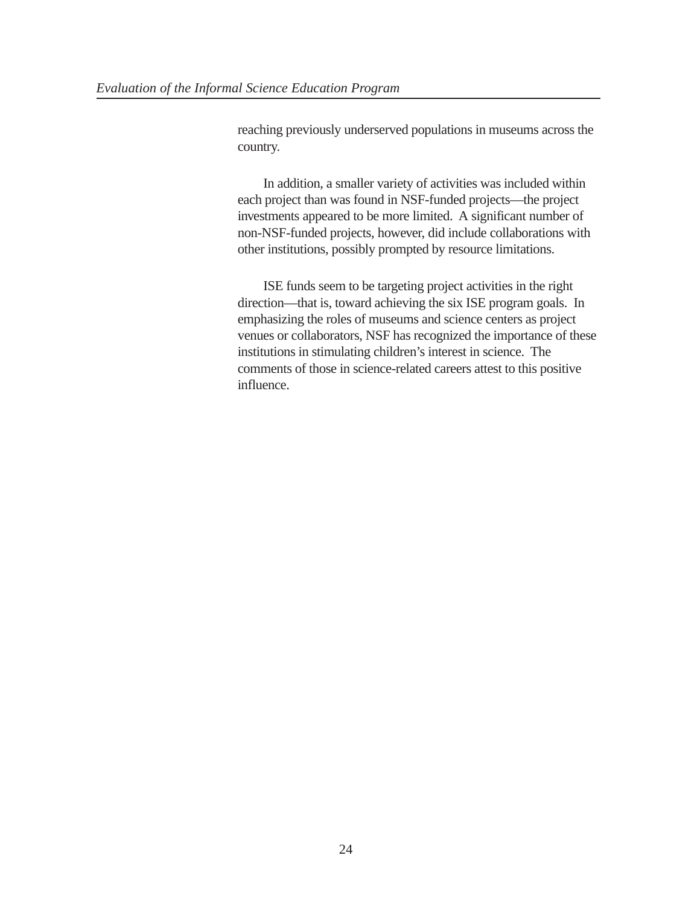reaching previously underserved populations in museums across the country.

In addition, a smaller variety of activities was included within each project than was found in NSF-funded projects—the project investments appeared to be more limited. A significant number of non-NSF-funded projects, however, did include collaborations with other institutions, possibly prompted by resource limitations.

ISE funds seem to be targeting project activities in the right direction—that is, toward achieving the six ISE program goals. In emphasizing the roles of museums and science centers as project venues or collaborators, NSF has recognized the importance of these institutions in stimulating children's interest in science. The comments of those in science-related careers attest to this positive influence.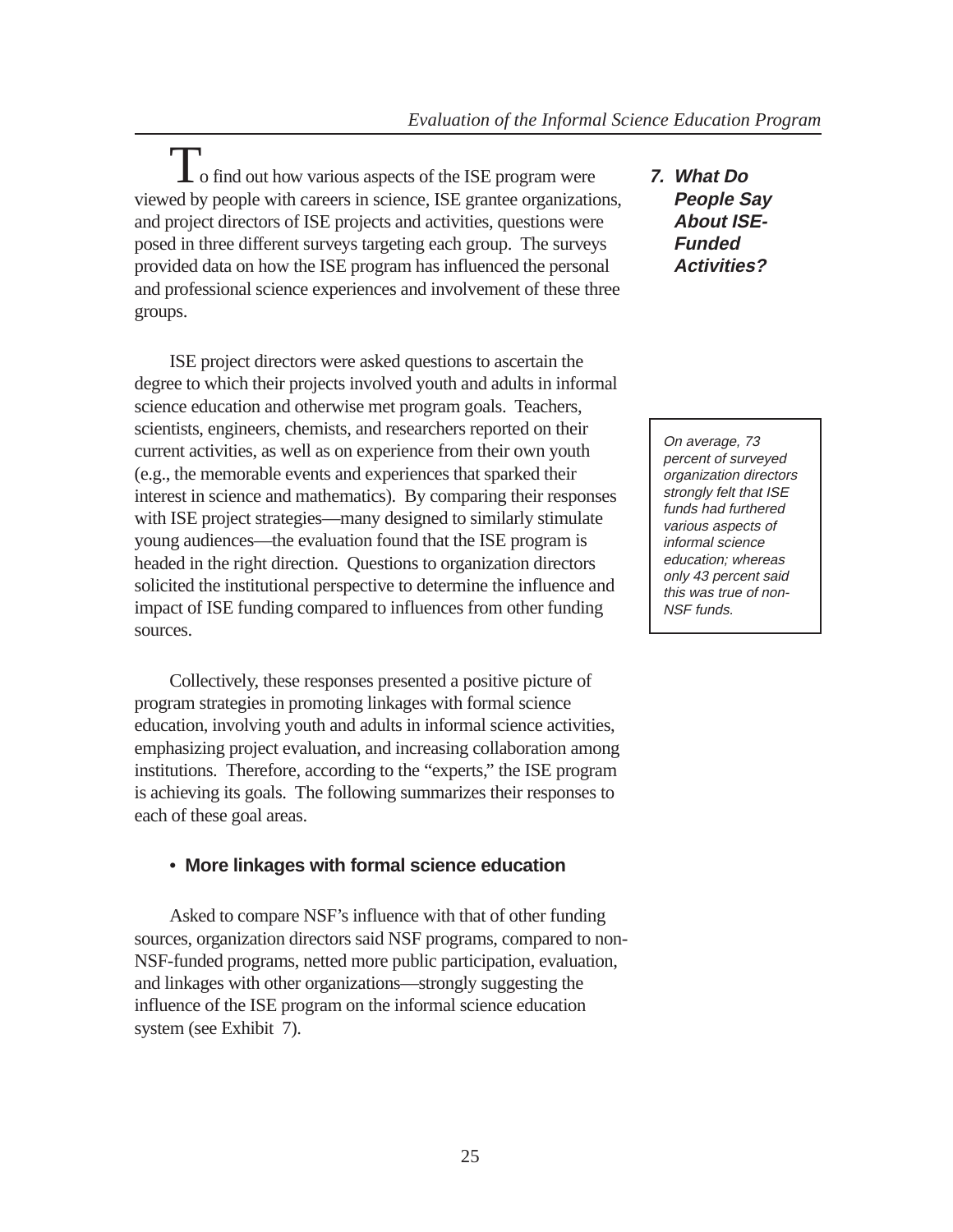## 7. What Do People Say About ISE-Funded Activities?

To find out how various aspects of the ISE program were viewed by people with careers in science, ISE grantee organizations, and project directors of ISE projects and activities, questions were posed in three different surveys targeting each group. The surveys provided data on how the ISE program has influenced the personal and professional science experiences and involvement of these three groups.

ISE project directors were asked questions to ascertain the degree to which their projects involved youth and adults in informal science education and otherwise met program goals. Teachers, scientists, engineers, chemists, and researchers reported on their current activities, as well as on experience from their own youth (e.g., the memorable events and experiences that sparked their interest in science and mathematics). By comparing their responses with ISE project strategies—many designed to similarly stimulate young audiences—the evaluation found that the ISE program is headed in the right direction. Questions to organization directors solicited the institutional perspective to determine the influence and impact of ISE funding compared to influences from other funding sources.

*On average, 73 percent of surveyed organization directors strongly felt that ISE funds had furthered various aspects of informal science education; whereas only 43 percent said this was true of non-NSF funds.*

Collectively, these responses presented a positive picture of program strategies in promoting linkages with formal science education, involving youth and adults in informal science activities, emphasizing project evaluation, and increasing collaboration among institutions. Therefore, according to the "experts," the ISE program is achieving its goals. The following summarizes their responses to each of these goal areas.

- **More linkages with formal science education**

Asked to compare NSF's influence with that of other funding sources, organization directors said NSF programs, compared to non-NSF-funded programs, netted more public participation, evaluation, and linkages with other organizations—strongly suggesting the influence of the ISE program on the informal science education system (see Exhibit 7).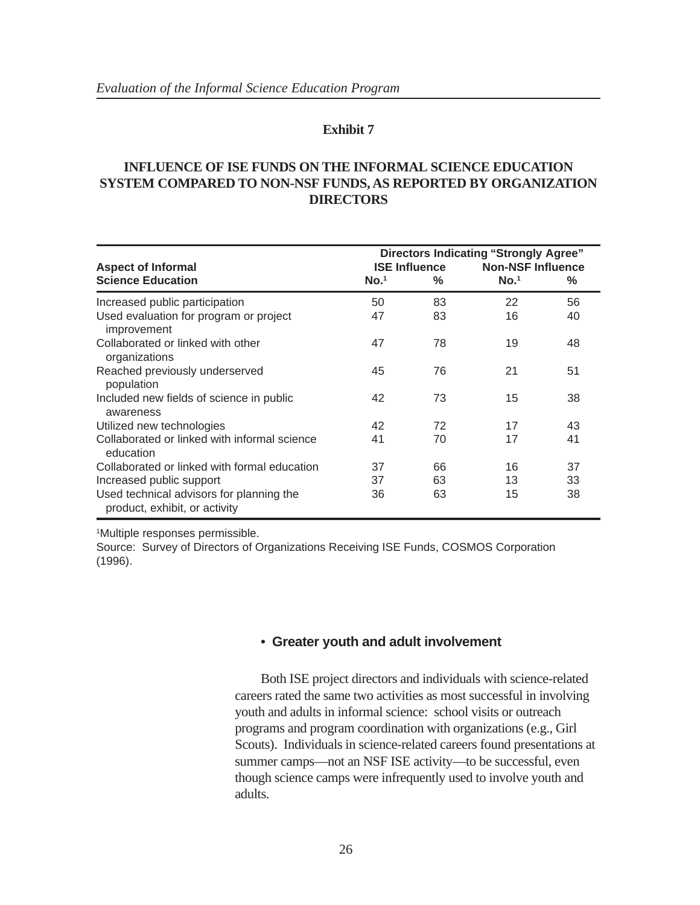**Exhibit 7**

**INFLUENCE OF ISE FUNDS ON THE INFORMAL SCIENCE EDUCATION SYSTEM COMPARED TO NON-NSF FUNDS, AS REPORTED BY ORGANIZATION DIRECTORS**

| Aspect of Informal Science Education | Directors Indicating "Strongly Agree" | | | |
|---|---|---|---|---|
| | ISE Influence | | Non-NSF Influence | |
| | No.[1] | % | No.[1] | % |
| Increased public participation | 50 | 83 | 22 | 56 |
| Used evaluation for program or project improvement | 47 | 83 | 16 | 40 |
| Collaborated or linked with other organizations | 47 | 78 | 19 | 48 |
| Reached previously underserved population | 45 | 76 | 21 | 51 |
| Included new fields of science in public awareness | 42 | 73 | 15 | 38 |
| Utilized new technologies | 42 | 72 | 17 | 43 |
| Collaborated or linked with informal science education | 41 | 70 | 17 | 41 |
| Collaborated or linked with formal education | 37 | 66 | 16 | 37 |
| Increased public support | 37 | 63 | 13 | 33 |
| Used technical advisors for planning the product, exhibit, or activity | 36 | 63 | 15 | 38 |

[1]Multiple responses permissible.

Source: Survey of Directors of Organizations Receiving ISE Funds, COSMOS Corporation (1996).

- **Greater youth and adult involvement**

Both ISE project directors and individuals with science-related careers rated the same two activities as most successful in involving youth and adults in informal science: school visits or outreach programs and program coordination with organizations (e.g., Girl Scouts). Individuals in science-related careers found presentations at summer camps—not an NSF ISE activity—to be successful, even though science camps were infrequently used to involve youth and adults.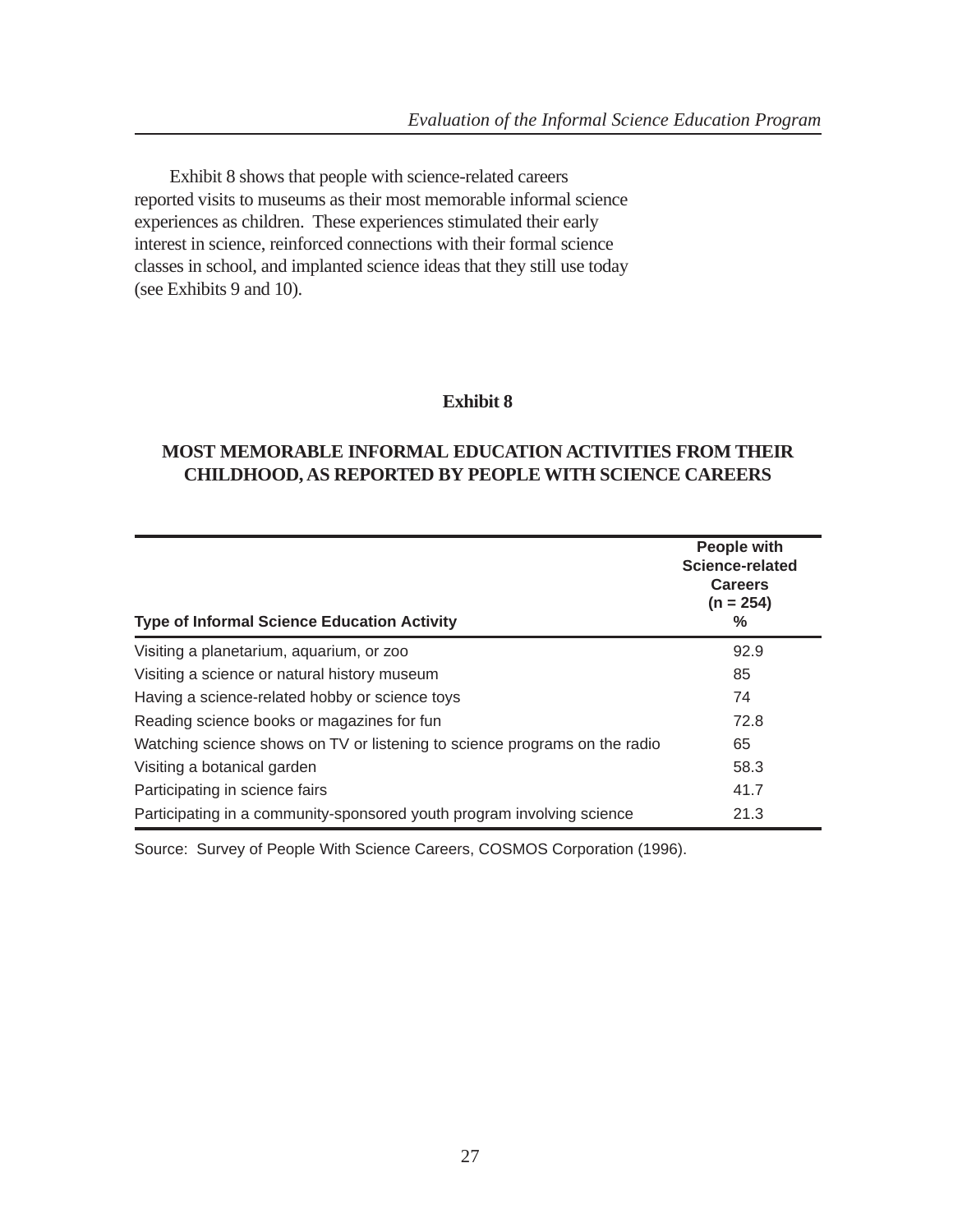Exhibit 8 shows that people with science-related careers reported visits to museums as their most memorable informal science experiences as children. These experiences stimulated their early interest in science, reinforced connections with their formal science classes in school, and implanted science ideas that they still use today (see Exhibits 9 and 10).

**Exhibit 8**

**MOST MEMORABLE INFORMAL EDUCATION ACTIVITIES FROM THEIR CHILDHOOD, AS REPORTED BY PEOPLE WITH SCIENCE CAREERS**

| Type of Informal Science Education Activity | People with Science-related Careers (n = 254) % |
|---|---|
| Visiting a planetarium, aquarium, or zoo | 92.9 |
| Visiting a science or natural history museum | 85 |
| Having a science-related hobby or science toys | 74 |
| Reading science books or magazines for fun | 72.8 |
| Watching science shows on TV or listening to science programs on the radio | 65 |
| Visiting a botanical garden | 58.3 |
| Participating in science fairs | 41.7 |
| Participating in a community-sponsored youth program involving science | 21.3 |

Source: Survey of People With Science Careers, COSMOS Corporation (1996).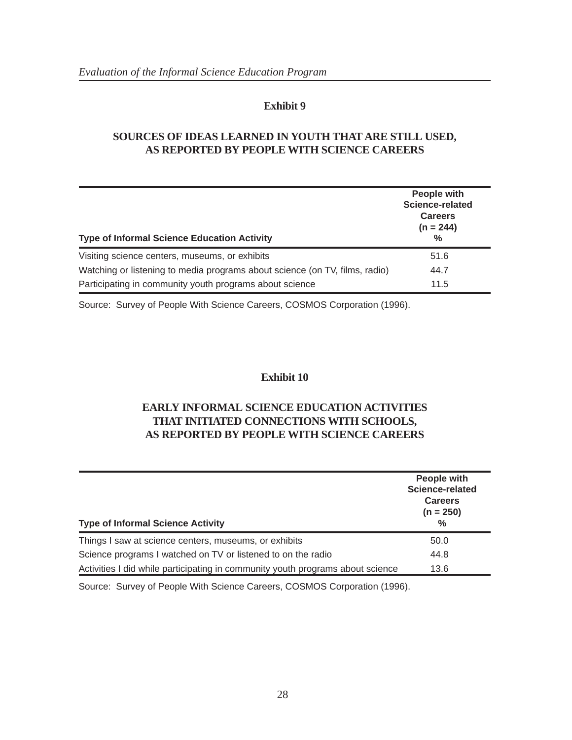**Exhibit 9**

**SOURCES OF IDEAS LEARNED IN YOUTH THAT ARE STILL USED, AS REPORTED BY PEOPLE WITH SCIENCE CAREERS**

| Type of Informal Science Education Activity | People with Science-related Careers (n = 244) % |
|---|---|
| Visiting science centers, museums, or exhibits | 51.6 |
| Watching or listening to media programs about science (on TV, films, radio) | 44.7 |
| Participating in community youth programs about science | 11.5 |

Source: Survey of People With Science Careers, COSMOS Corporation (1996).

**Exhibit 10**

**EARLY INFORMAL SCIENCE EDUCATION ACTIVITIES THAT INITIATED CONNECTIONS WITH SCHOOLS, AS REPORTED BY PEOPLE WITH SCIENCE CAREERS**

| Type of Informal Science Activity | People with Science-related Careers (n = 250) % |
|---|---|
| Things I saw at science centers, museums, or exhibits | 50.0 |
| Science programs I watched on TV or listened to on the radio | 44.8 |
| Activities I did while participating in community youth programs about science | 13.6 |

Source: Survey of People With Science Careers, COSMOS Corporation (1996).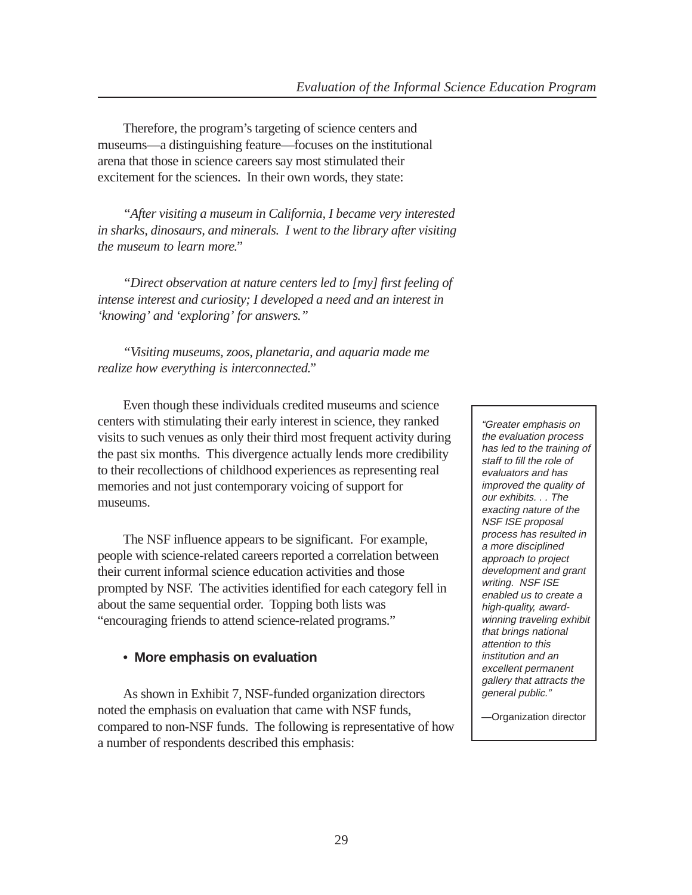Therefore, the program's targeting of science centers and museums—a distinguishing feature—focuses on the institutional arena that those in science careers say most stimulated their excitement for the sciences. In their own words, they state:

*"After visiting a museum in California, I became very interested in sharks, dinosaurs, and minerals. I went to the library after visiting the museum to learn more."*

*"Direct observation at nature centers led to [my] first feeling of intense interest and curiosity; I developed a need and an interest in 'knowing' and 'exploring' for answers."*

*"Visiting museums, zoos, planetaria, and aquaria made me realize how everything is interconnected."*

Even though these individuals credited museums and science centers with stimulating their early interest in science, they ranked visits to such venues as only their third most frequent activity during the past six months. This divergence actually lends more credibility to their recollections of childhood experiences as representing real memories and not just contemporary voicing of support for museums.

The NSF influence appears to be significant. For example, people with science-related careers reported a correlation between their current informal science education activities and those prompted by NSF. The activities identified for each category fell in about the same sequential order. Topping both lists was "encouraging friends to attend science-related programs."

- **More emphasis on evaluation**

As shown in Exhibit 7, NSF-funded organization directors noted the emphasis on evaluation that came with NSF funds, compared to non-NSF funds. The following is representative of how a number of respondents described this emphasis:

> *"Greater emphasis on the evaluation process has led to the training of staff to fill the role of evaluators and has improved the quality of our exhibits. . . The exacting nature of the NSF ISE proposal process has resulted in a more disciplined approach to project development and grant writing. NSF ISE enabled us to create a high-quality, award-winning traveling exhibit that brings national attention to this institution and an excellent permanent gallery that attracts the general public."*
>
> —Organization director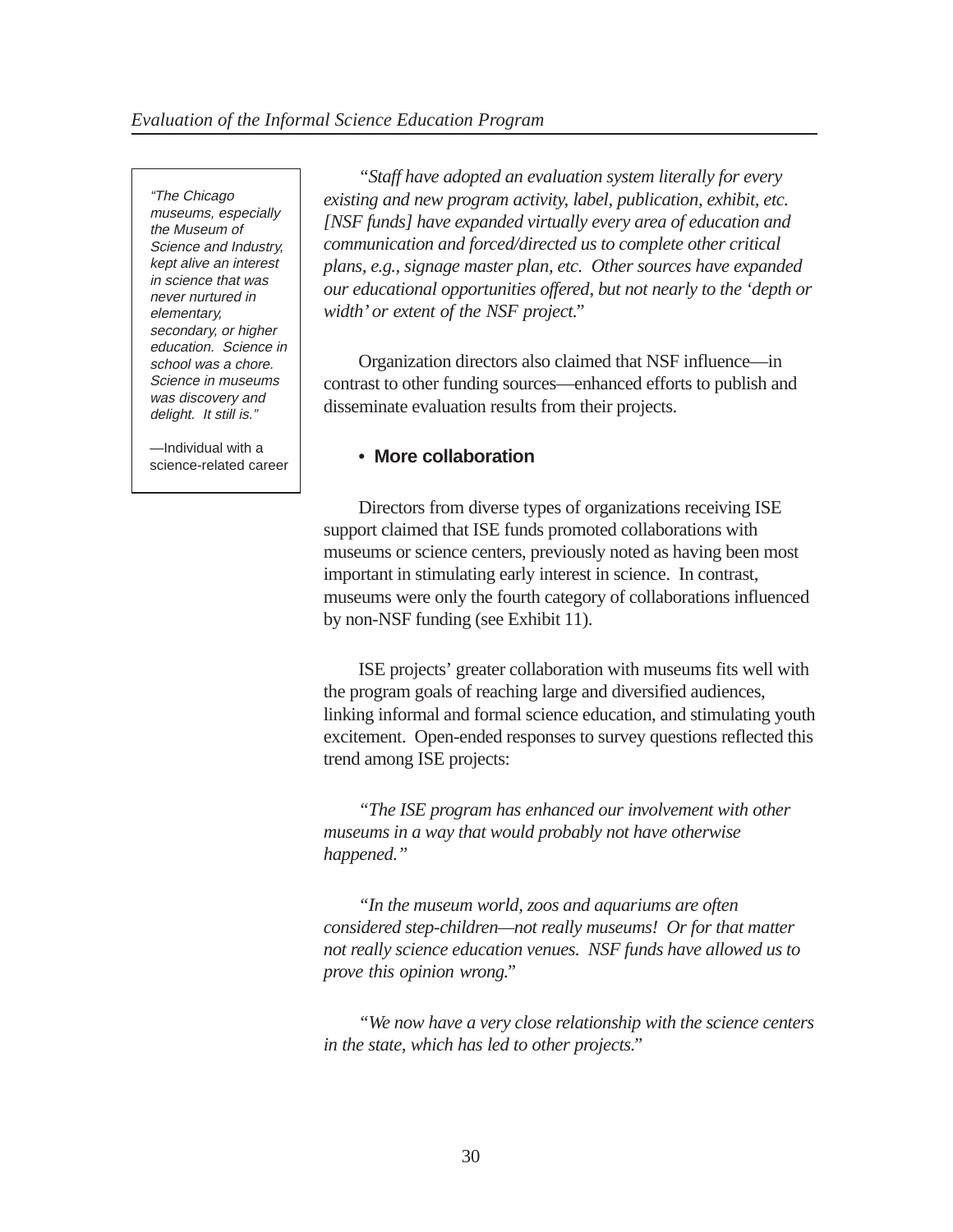> *"The Chicago museums, especially the Museum of Science and Industry, kept alive an interest in science that was never nurtured in elementary, secondary, or higher education. Science in school was a chore. Science in museums was discovery and delight. It still is."*
>
> —Individual with a science-related career

*"Staff have adopted an evaluation system literally for every existing and new program activity, label, publication, exhibit, etc. [NSF funds] have expanded virtually every area of education and communication and forced/directed us to complete other critical plans, e.g., signage master plan, etc. Other sources have expanded our educational opportunities offered, but not nearly to the 'depth or width' or extent of the NSF project."*

Organization directors also claimed that NSF influence—in contrast to other funding sources—enhanced efforts to publish and disseminate evaluation results from their projects.

- **More collaboration**

Directors from diverse types of organizations receiving ISE support claimed that ISE funds promoted collaborations with museums or science centers, previously noted as having been most important in stimulating early interest in science. In contrast, museums were only the fourth category of collaborations influenced by non-NSF funding (see Exhibit 11).

ISE projects' greater collaboration with museums fits well with the program goals of reaching large and diversified audiences, linking informal and formal science education, and stimulating youth excitement. Open-ended responses to survey questions reflected this trend among ISE projects:

*"The ISE program has enhanced our involvement with other museums in a way that would probably not have otherwise happened."*

*"In the museum world, zoos and aquariums are often considered step-children—not really museums! Or for that matter not really science education venues. NSF funds have allowed us to prove this opinion wrong."*

*"We now have a very close relationship with the science centers in the state, which has led to other projects."*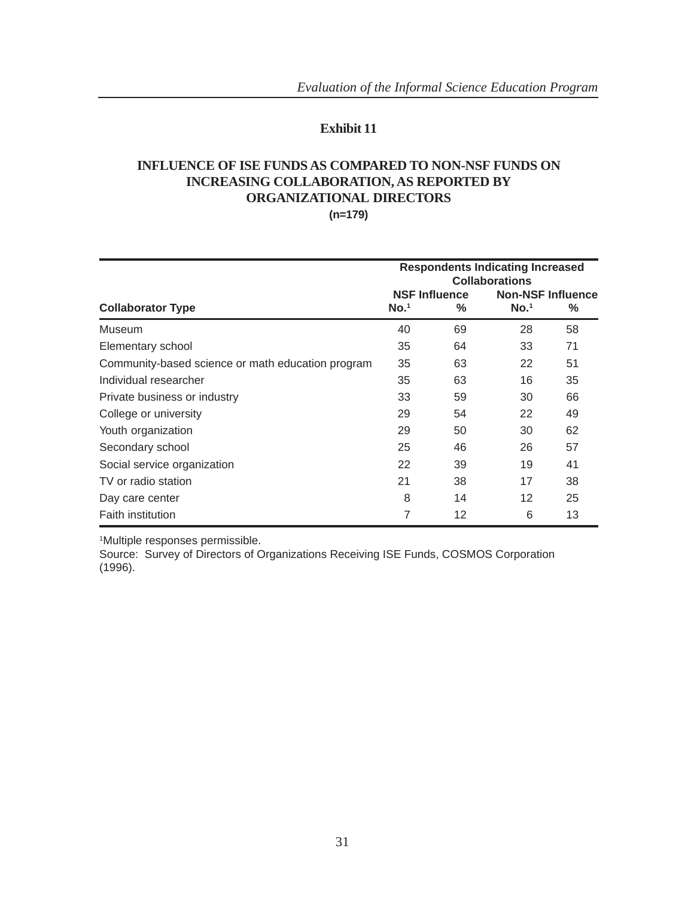**Exhibit 11**

**INFLUENCE OF ISE FUNDS AS COMPARED TO NON-NSF FUNDS ON INCREASING COLLABORATION, AS REPORTED BY ORGANIZATIONAL DIRECTORS**

**(n=179)**

| | Respondents Indicating Increased Collaborations | | | |
|---|---|---|---|---|
| | NSF Influence | | Non-NSF Influence | |
| **Collaborator Type** | **No.[1]** | **%** | **No.[1]** | **%** |
| Museum | 40 | 69 | 28 | 58 |
| Elementary school | 35 | 64 | 33 | 71 |
| Community-based science or math education program | 35 | 63 | 22 | 51 |
| Individual researcher | 35 | 63 | 16 | 35 |
| Private business or industry | 33 | 59 | 30 | 66 |
| College or university | 29 | 54 | 22 | 49 |
| Youth organization | 29 | 50 | 30 | 62 |
| Secondary school | 25 | 46 | 26 | 57 |
| Social service organization | 22 | 39 | 19 | 41 |
| TV or radio station | 21 | 38 | 17 | 38 |
| Day care center | 8 | 14 | 12 | 25 |
| Faith institution | 7 | 12 | 6 | 13 |

[1]Multiple responses permissible.

Source: Survey of Directors of Organizations Receiving ISE Funds, COSMOS Corporation (1996).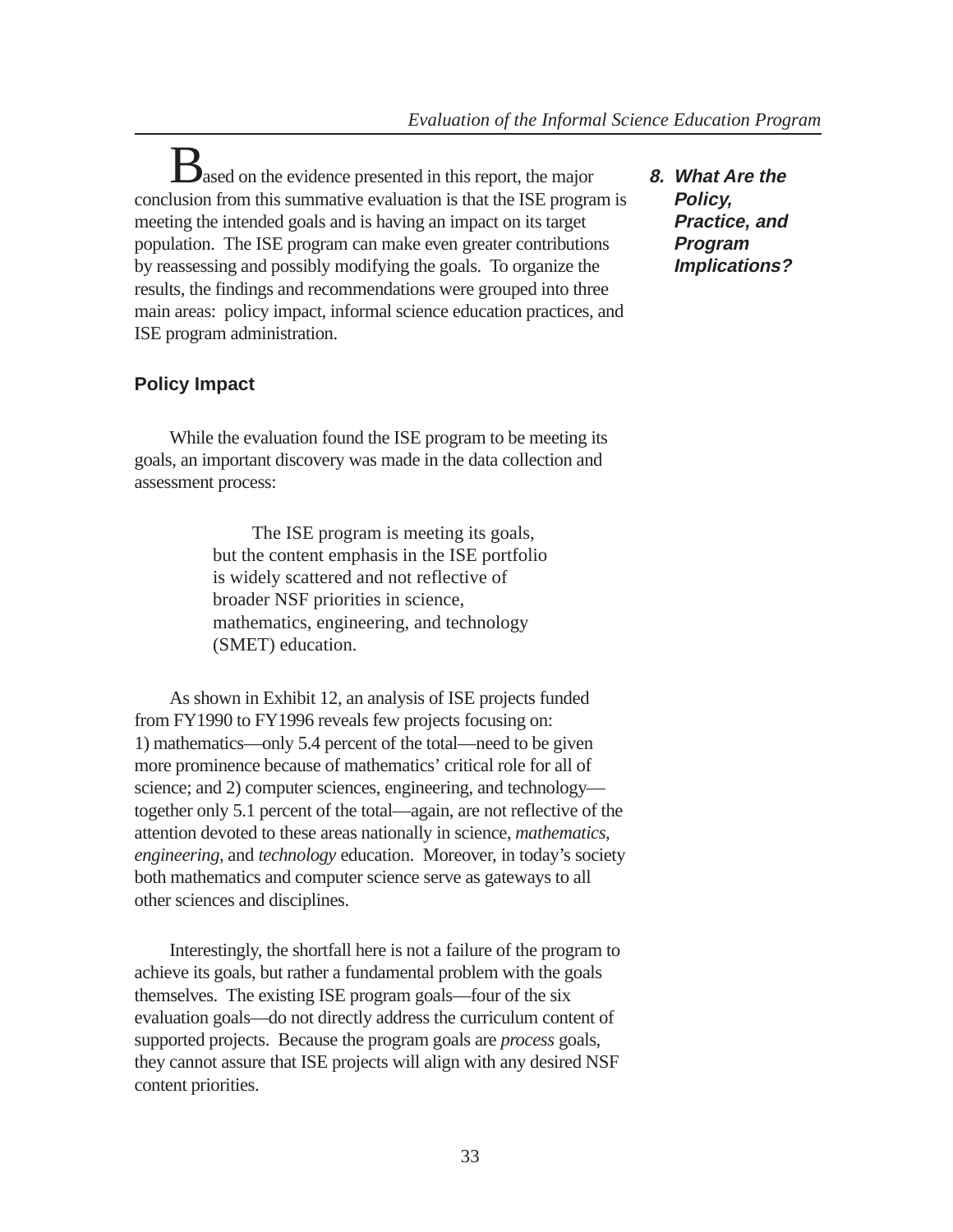## 8. What Are the Policy, Practice, and Program Implications?

Based on the evidence presented in this report, the major conclusion from this summative evaluation is that the ISE program is meeting the intended goals and is having an impact on its target population. The ISE program can make even greater contributions by reassessing and possibly modifying the goals. To organize the results, the findings and recommendations were grouped into three main areas: policy impact, informal science education practices, and ISE program administration.

### Policy Impact

While the evaluation found the ISE program to be meeting its goals, an important discovery was made in the data collection and assessment process:

> The ISE program is meeting its goals, but the content emphasis in the ISE portfolio is widely scattered and not reflective of broader NSF priorities in science, mathematics, engineering, and technology (SMET) education.

As shown in Exhibit 12, an analysis of ISE projects funded from FY1990 to FY1996 reveals few projects focusing on: 1) mathematics—only 5.4 percent of the total—need to be given more prominence because of mathematics' critical role for all of science; and 2) computer sciences, engineering, and technology—together only 5.1 percent of the total—again, are not reflective of the attention devoted to these areas nationally in science, *mathematics*, *engineering*, and *technology* education. Moreover, in today's society both mathematics and computer science serve as gateways to all other sciences and disciplines.

Interestingly, the shortfall here is not a failure of the program to achieve its goals, but rather a fundamental problem with the goals themselves. The existing ISE program goals—four of the six evaluation goals—do not directly address the curriculum content of supported projects. Because the program goals are *process* goals, they cannot assure that ISE projects will align with any desired NSF content priorities.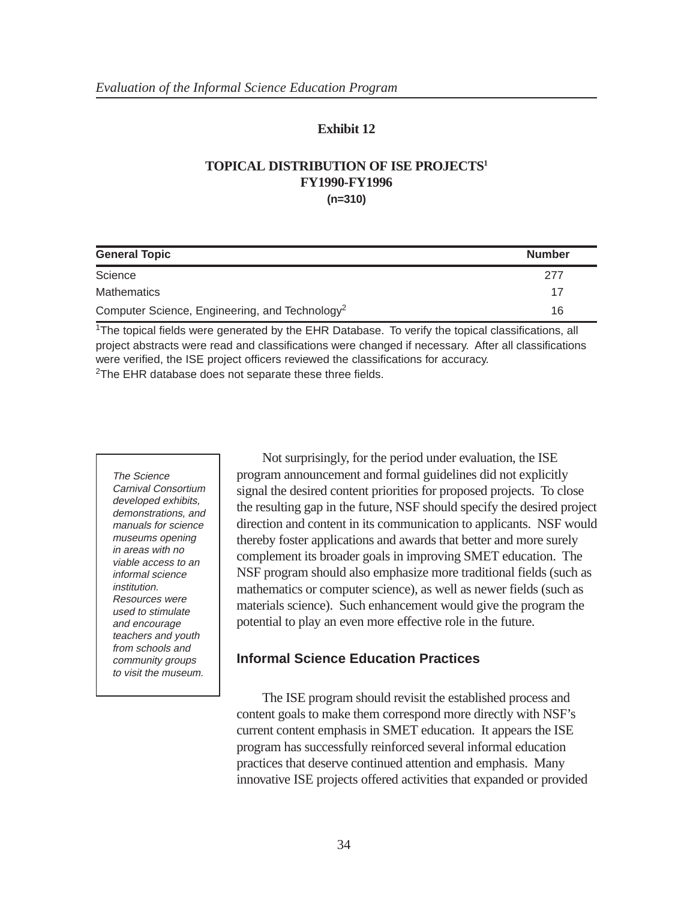**Exhibit 12**

**TOPICAL DISTRIBUTION OF ISE PROJECTS[1]**
**FY1990-FY1996**
**(n=310)**

| General Topic | Number |
|---|---|
| Science | 277 |
| Mathematics | 17 |
| Computer Science, Engineering, and Technology[2] | 16 |

[1]The topical fields were generated by the EHR Database. To verify the topical classifications, all project abstracts were read and classifications were changed if necessary. After all classifications were verified, the ISE project officers reviewed the classifications for accuracy.
[2]The EHR database does not separate these three fields.

*The Science Carnival Consortium developed exhibits, demonstrations, and manuals for science museums opening in areas with no viable access to an informal science institution. Resources were used to stimulate and encourage teachers and youth from schools and community groups to visit the museum.*

Not surprisingly, for the period under evaluation, the ISE program announcement and formal guidelines did not explicitly signal the desired content priorities for proposed projects. To close the resulting gap in the future, NSF should specify the desired project direction and content in its communication to applicants. NSF would thereby foster applications and awards that better and more surely complement its broader goals in improving SMET education. The NSF program should also emphasize more traditional fields (such as mathematics or computer science), as well as newer fields (such as materials science). Such enhancement would give the program the potential to play an even more effective role in the future.

### Informal Science Education Practices

The ISE program should revisit the established process and content goals to make them correspond more directly with NSF's current content emphasis in SMET education. It appears the ISE program has successfully reinforced several informal education practices that deserve continued attention and emphasis. Many innovative ISE projects offered activities that expanded or provided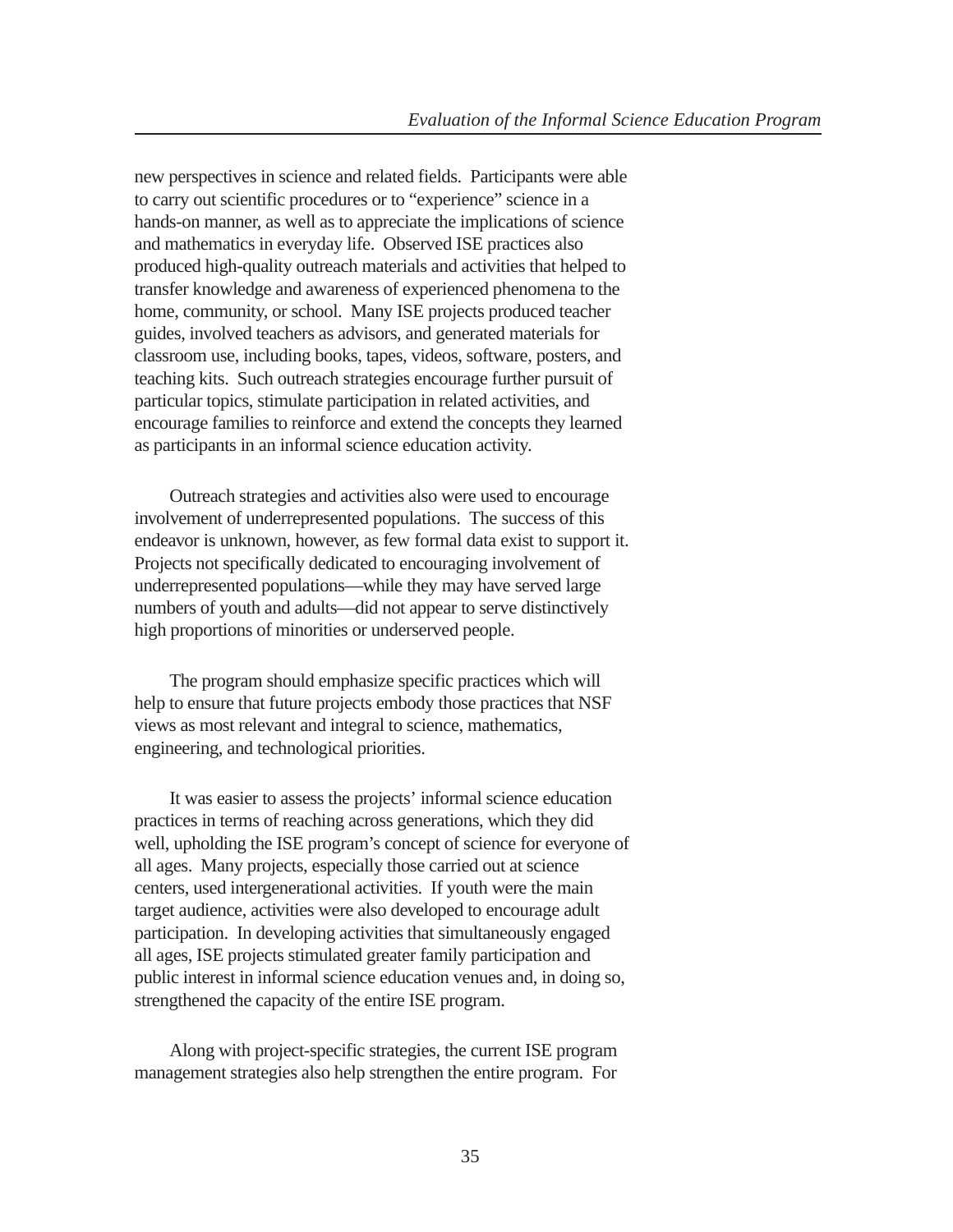new perspectives in science and related fields. Participants were able to carry out scientific procedures or to "experience" science in a hands-on manner, as well as to appreciate the implications of science and mathematics in everyday life. Observed ISE practices also produced high-quality outreach materials and activities that helped to transfer knowledge and awareness of experienced phenomena to the home, community, or school. Many ISE projects produced teacher guides, involved teachers as advisors, and generated materials for classroom use, including books, tapes, videos, software, posters, and teaching kits. Such outreach strategies encourage further pursuit of particular topics, stimulate participation in related activities, and encourage families to reinforce and extend the concepts they learned as participants in an informal science education activity.

Outreach strategies and activities also were used to encourage involvement of underrepresented populations. The success of this endeavor is unknown, however, as few formal data exist to support it. Projects not specifically dedicated to encouraging involvement of underrepresented populations—while they may have served large numbers of youth and adults—did not appear to serve distinctively high proportions of minorities or underserved people.

The program should emphasize specific practices which will help to ensure that future projects embody those practices that NSF views as most relevant and integral to science, mathematics, engineering, and technological priorities.

It was easier to assess the projects' informal science education practices in terms of reaching across generations, which they did well, upholding the ISE program's concept of science for everyone of all ages. Many projects, especially those carried out at science centers, used intergenerational activities. If youth were the main target audience, activities were also developed to encourage adult participation. In developing activities that simultaneously engaged all ages, ISE projects stimulated greater family participation and public interest in informal science education venues and, in doing so, strengthened the capacity of the entire ISE program.

Along with project-specific strategies, the current ISE program management strategies also help strengthen the entire program. For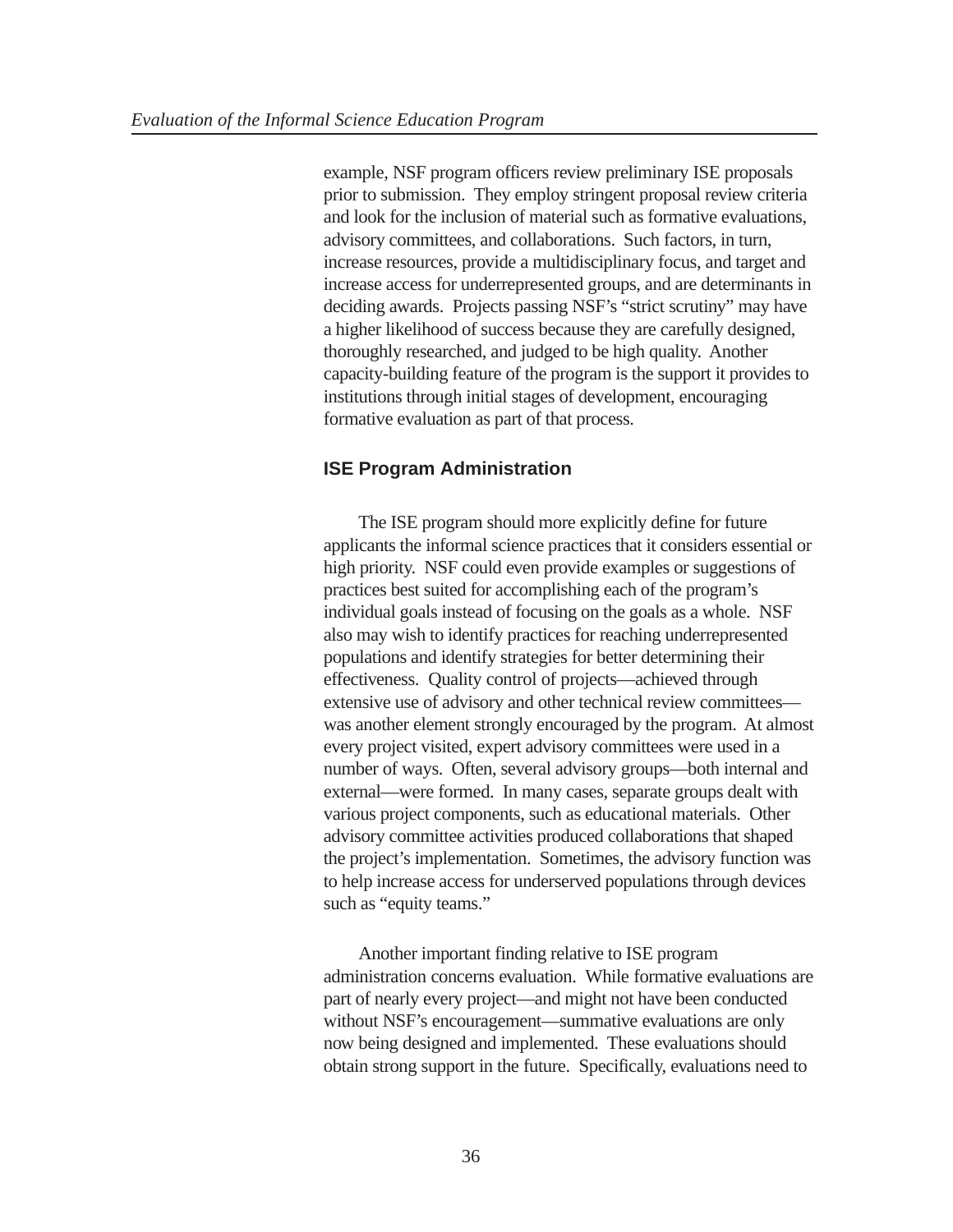example, NSF program officers review preliminary ISE proposals prior to submission. They employ stringent proposal review criteria and look for the inclusion of material such as formative evaluations, advisory committees, and collaborations. Such factors, in turn, increase resources, provide a multidisciplinary focus, and target and increase access for underrepresented groups, and are determinants in deciding awards. Projects passing NSF's "strict scrutiny" may have a higher likelihood of success because they are carefully designed, thoroughly researched, and judged to be high quality. Another capacity-building feature of the program is the support it provides to institutions through initial stages of development, encouraging formative evaluation as part of that process.

### ISE Program Administration

The ISE program should more explicitly define for future applicants the informal science practices that it considers essential or high priority. NSF could even provide examples or suggestions of practices best suited for accomplishing each of the program's individual goals instead of focusing on the goals as a whole. NSF also may wish to identify practices for reaching underrepresented populations and identify strategies for better determining their effectiveness. Quality control of projects—achieved through extensive use of advisory and other technical review committees—was another element strongly encouraged by the program. At almost every project visited, expert advisory committees were used in a number of ways. Often, several advisory groups—both internal and external—were formed. In many cases, separate groups dealt with various project components, such as educational materials. Other advisory committee activities produced collaborations that shaped the project's implementation. Sometimes, the advisory function was to help increase access for underserved populations through devices such as "equity teams."

Another important finding relative to ISE program administration concerns evaluation. While formative evaluations are part of nearly every project—and might not have been conducted without NSF's encouragement—summative evaluations are only now being designed and implemented. These evaluations should obtain strong support in the future. Specifically, evaluations need to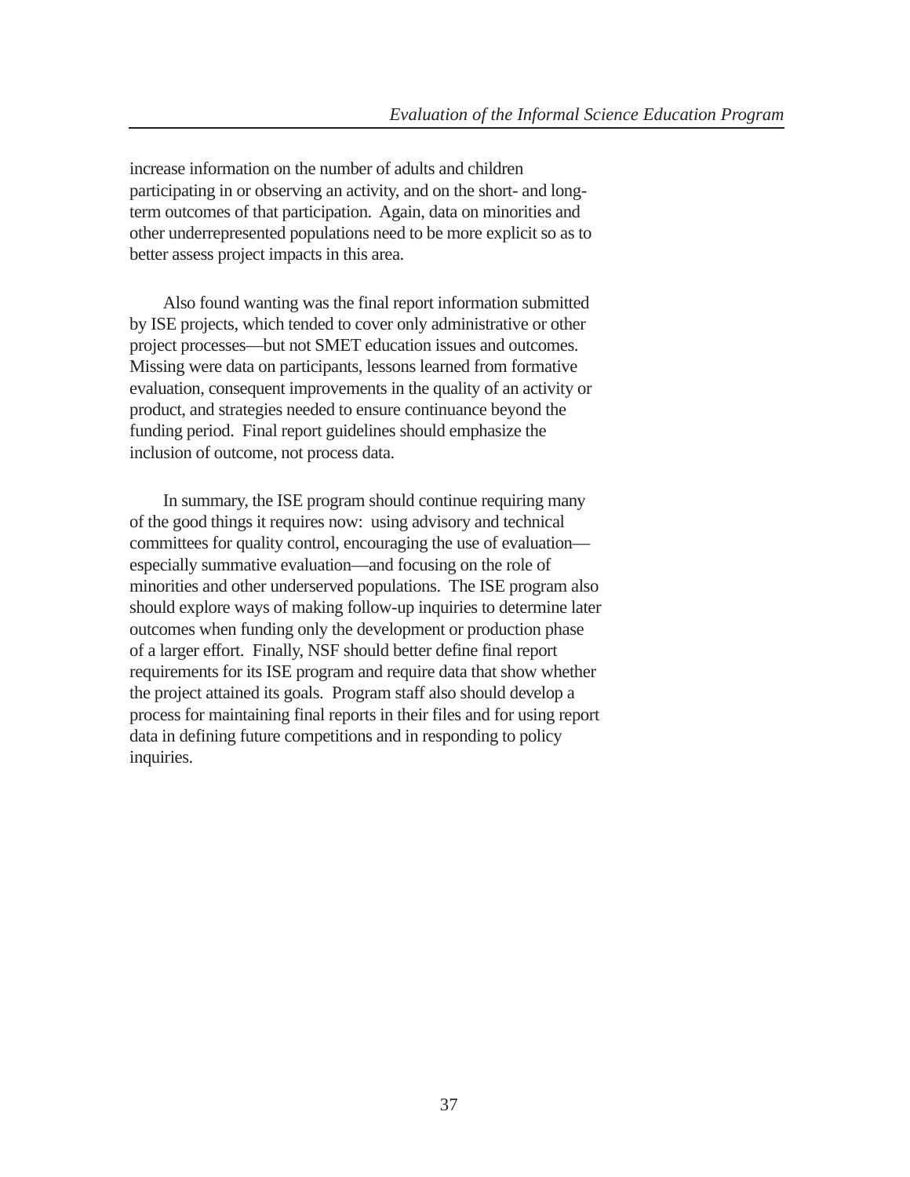increase information on the number of adults and children participating in or observing an activity, and on the short- and long-term outcomes of that participation. Again, data on minorities and other underrepresented populations need to be more explicit so as to better assess project impacts in this area.

Also found wanting was the final report information submitted by ISE projects, which tended to cover only administrative or other project processes—but not SMET education issues and outcomes. Missing were data on participants, lessons learned from formative evaluation, consequent improvements in the quality of an activity or product, and strategies needed to ensure continuance beyond the funding period. Final report guidelines should emphasize the inclusion of outcome, not process data.

In summary, the ISE program should continue requiring many of the good things it requires now: using advisory and technical committees for quality control, encouraging the use of evaluation—especially summative evaluation—and focusing on the role of minorities and other underserved populations. The ISE program also should explore ways of making follow-up inquiries to determine later outcomes when funding only the development or production phase of a larger effort. Finally, NSF should better define final report requirements for its ISE program and require data that show whether the project attained its goals. Program staff also should develop a process for maintaining final reports in their files and for using report data in defining future competitions and in responding to policy inquiries.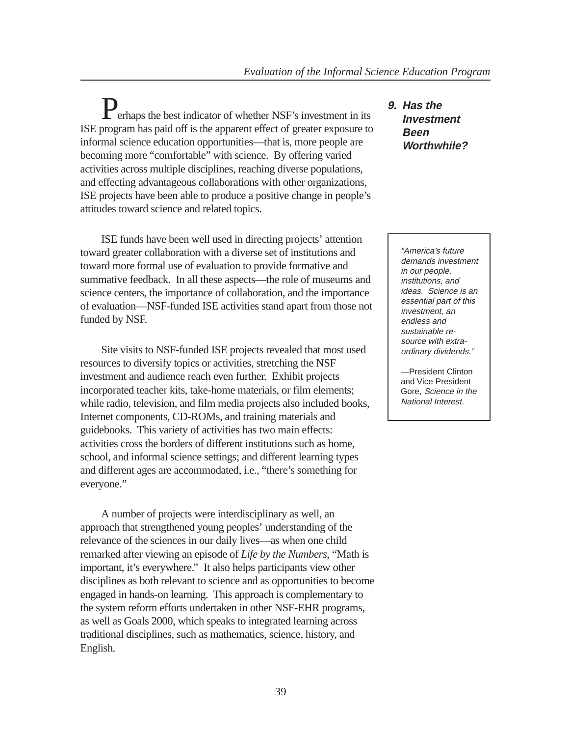### 9. Has the Investment Been Worthwhile?

Perhaps the best indicator of whether NSF's investment in its ISE program has paid off is the apparent effect of greater exposure to informal science education opportunities—that is, more people are becoming more "comfortable" with science. By offering varied activities across multiple disciplines, reaching diverse populations, and effecting advantageous collaborations with other organizations, ISE projects have been able to produce a positive change in people's attitudes toward science and related topics.

ISE funds have been well used in directing projects' attention toward greater collaboration with a diverse set of institutions and toward more formal use of evaluation to provide formative and summative feedback. In all these aspects—the role of museums and science centers, the importance of collaboration, and the importance of evaluation—NSF-funded ISE activities stand apart from those not funded by NSF.

> *"America's future demands investment in our people, institutions, and ideas. Science is an essential part of this investment, an endless and sustainable resource with extraordinary dividends."*
>
> —President Clinton and Vice President Gore, *Science in the National Interest.*

Site visits to NSF-funded ISE projects revealed that most used resources to diversify topics or activities, stretching the NSF investment and audience reach even further. Exhibit projects incorporated teacher kits, take-home materials, or film elements; while radio, television, and film media projects also included books, Internet components, CD-ROMs, and training materials and guidebooks. This variety of activities has two main effects: activities cross the borders of different institutions such as home, school, and informal science settings; and different learning types and different ages are accommodated, i.e., "there's something for everyone."

A number of projects were interdisciplinary as well, an approach that strengthened young peoples' understanding of the relevance of the sciences in our daily lives—as when one child remarked after viewing an episode of *Life by the Numbers*, "Math is important, it's everywhere." It also helps participants view other disciplines as both relevant to science and as opportunities to become engaged in hands-on learning. This approach is complementary to the system reform efforts undertaken in other NSF-EHR programs, as well as Goals 2000, which speaks to integrated learning across traditional disciplines, such as mathematics, science, history, and English.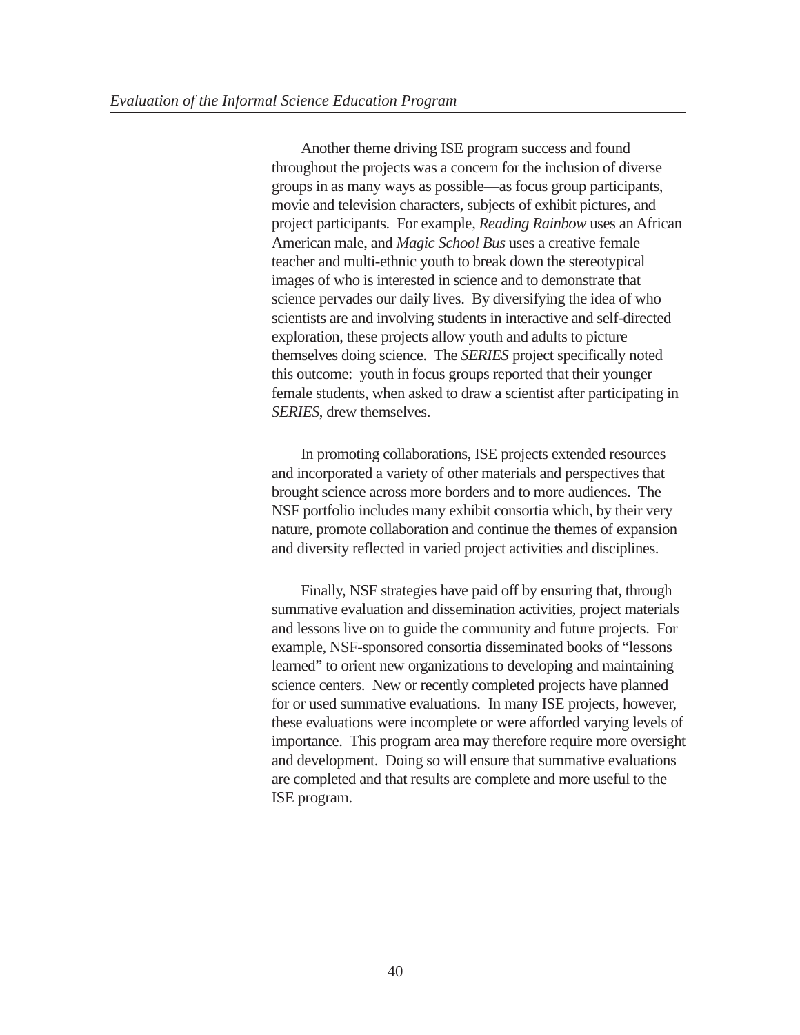Another theme driving ISE program success and found throughout the projects was a concern for the inclusion of diverse groups in as many ways as possible—as focus group participants, movie and television characters, subjects of exhibit pictures, and project participants. For example, *Reading Rainbow* uses an African American male, and *Magic School Bus* uses a creative female teacher and multi-ethnic youth to break down the stereotypical images of who is interested in science and to demonstrate that science pervades our daily lives. By diversifying the idea of who scientists are and involving students in interactive and self-directed exploration, these projects allow youth and adults to picture themselves doing science. The *SERIES* project specifically noted this outcome: youth in focus groups reported that their younger female students, when asked to draw a scientist after participating in *SERIES*, drew themselves.

In promoting collaborations, ISE projects extended resources and incorporated a variety of other materials and perspectives that brought science across more borders and to more audiences. The NSF portfolio includes many exhibit consortia which, by their very nature, promote collaboration and continue the themes of expansion and diversity reflected in varied project activities and disciplines.

Finally, NSF strategies have paid off by ensuring that, through summative evaluation and dissemination activities, project materials and lessons live on to guide the community and future projects. For example, NSF-sponsored consortia disseminated books of "lessons learned" to orient new organizations to developing and maintaining science centers. New or recently completed projects have planned for or used summative evaluations. In many ISE projects, however, these evaluations were incomplete or were afforded varying levels of importance. This program area may therefore require more oversight and development. Doing so will ensure that summative evaluations are completed and that results are complete and more useful to the ISE program.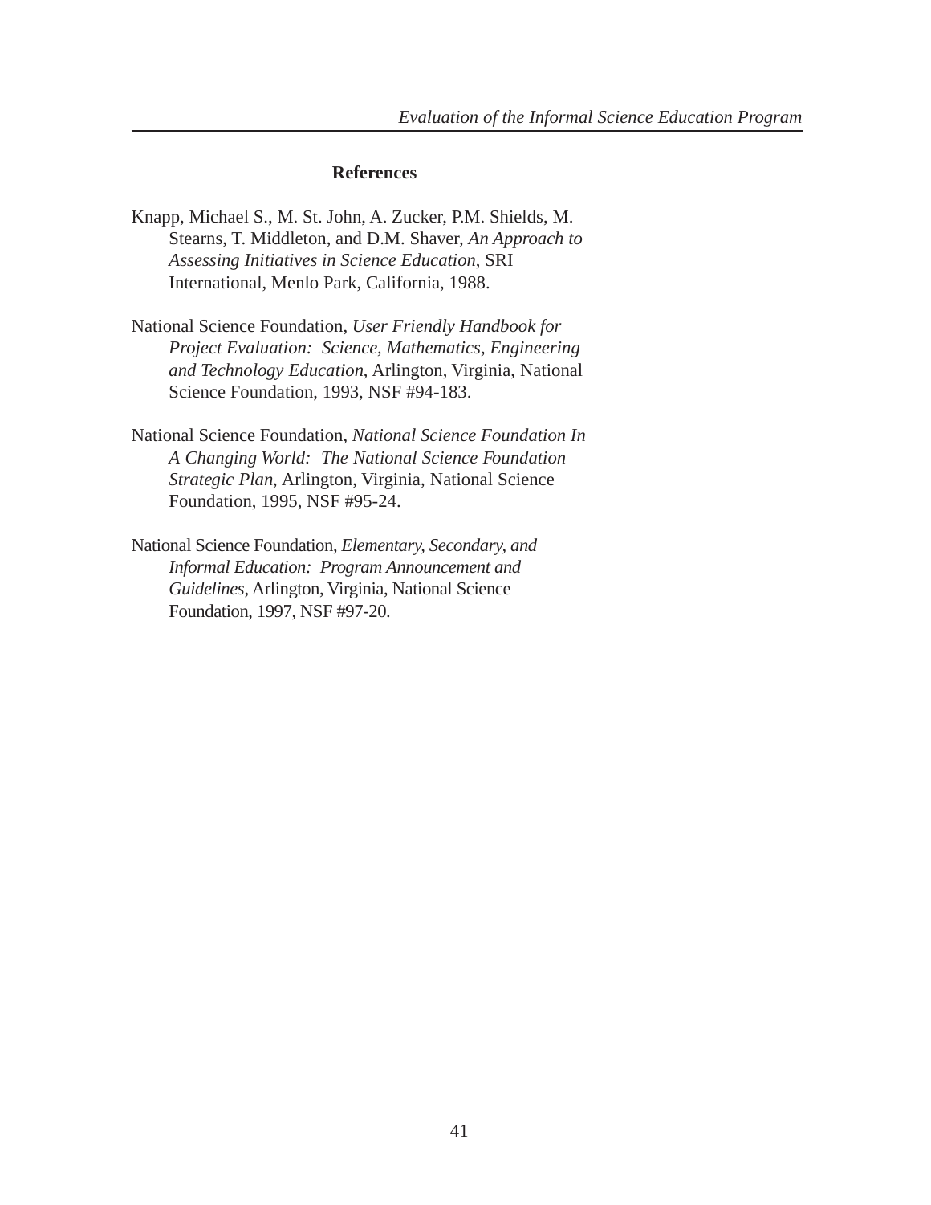## References

Knapp, Michael S., M. St. John, A. Zucker, P.M. Shields, M. Stearns, T. Middleton, and D.M. Shaver, *An Approach to Assessing Initiatives in Science Education*, SRI International, Menlo Park, California, 1988.

National Science Foundation, *User Friendly Handbook for Project Evaluation: Science, Mathematics, Engineering and Technology Education*, Arlington, Virginia, National Science Foundation, 1993, NSF #94-183.

National Science Foundation, *National Science Foundation In A Changing World: The National Science Foundation Strategic Plan*, Arlington, Virginia, National Science Foundation, 1995, NSF #95-24.

National Science Foundation, *Elementary, Secondary, and Informal Education: Program Announcement and Guidelines*, Arlington, Virginia, National Science Foundation, 1997, NSF #97-20.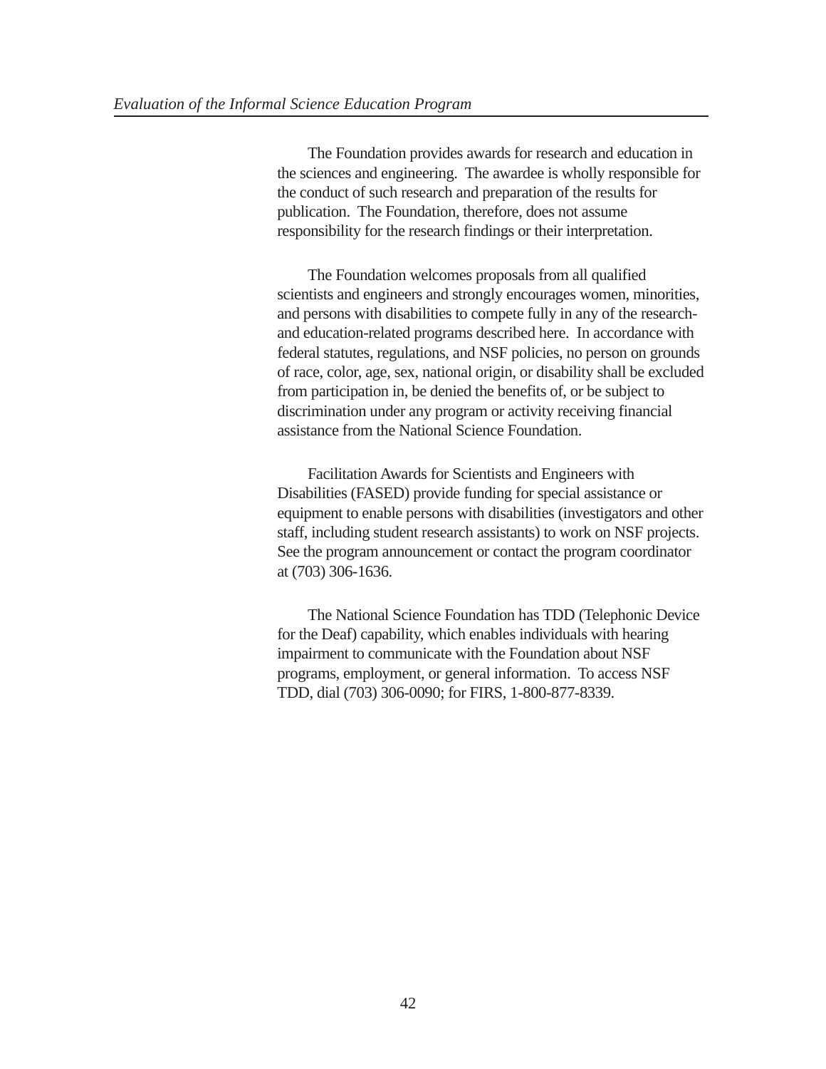The Foundation provides awards for research and education in the sciences and engineering. The awardee is wholly responsible for the conduct of such research and preparation of the results for publication. The Foundation, therefore, does not assume responsibility for the research findings or their interpretation.

The Foundation welcomes proposals from all qualified scientists and engineers and strongly encourages women, minorities, and persons with disabilities to compete fully in any of the research- and education-related programs described here. In accordance with federal statutes, regulations, and NSF policies, no person on grounds of race, color, age, sex, national origin, or disability shall be excluded from participation in, be denied the benefits of, or be subject to discrimination under any program or activity receiving financial assistance from the National Science Foundation.

Facilitation Awards for Scientists and Engineers with Disabilities (FASED) provide funding for special assistance or equipment to enable persons with disabilities (investigators and other staff, including student research assistants) to work on NSF projects. See the program announcement or contact the program coordinator at (703) 306-1636.

The National Science Foundation has TDD (Telephonic Device for the Deaf) capability, which enables individuals with hearing impairment to communicate with the Foundation about NSF programs, employment, or general information. To access NSF TDD, dial (703) 306-0090; for FIRS, 1-800-877-8339.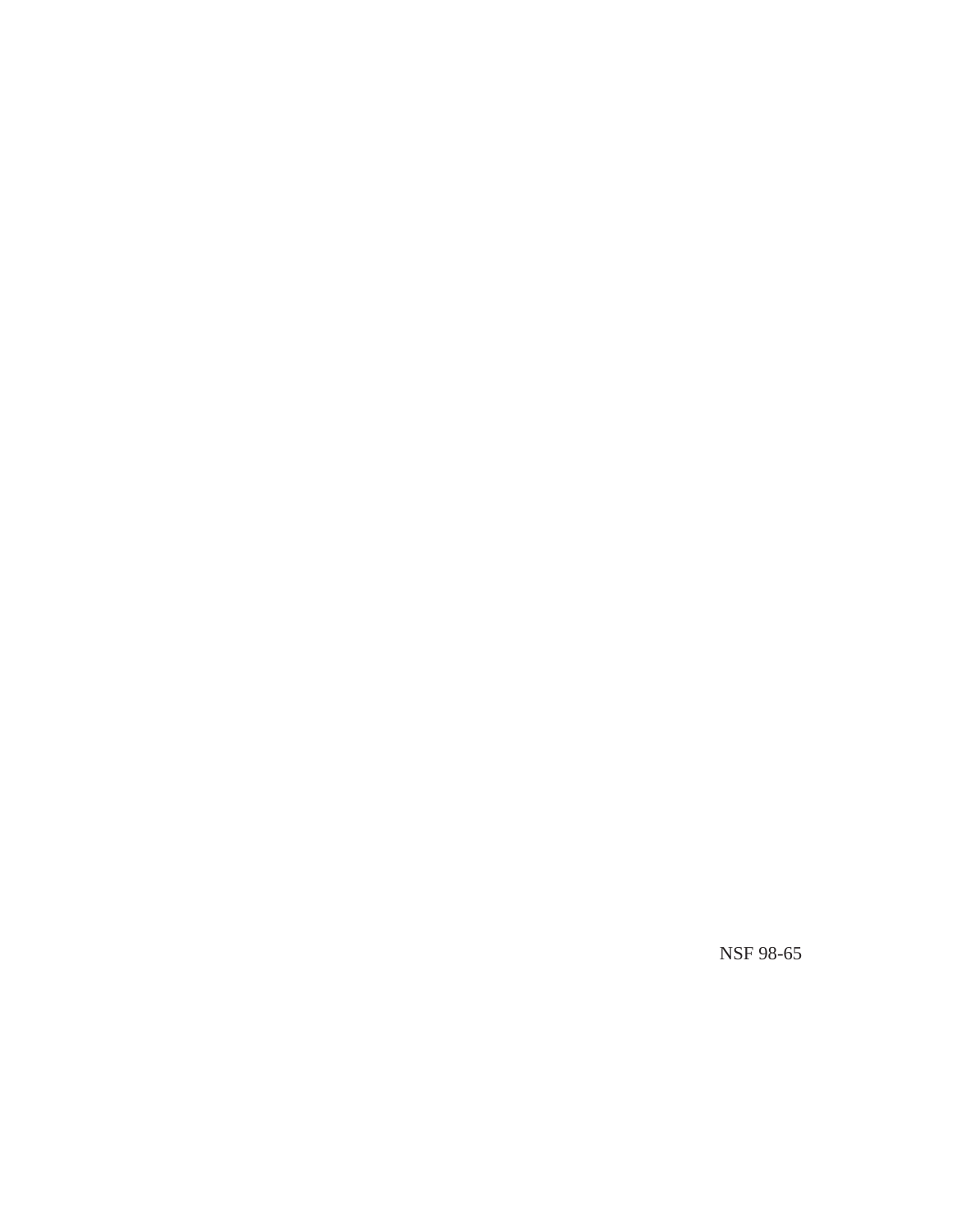NSF 98-65